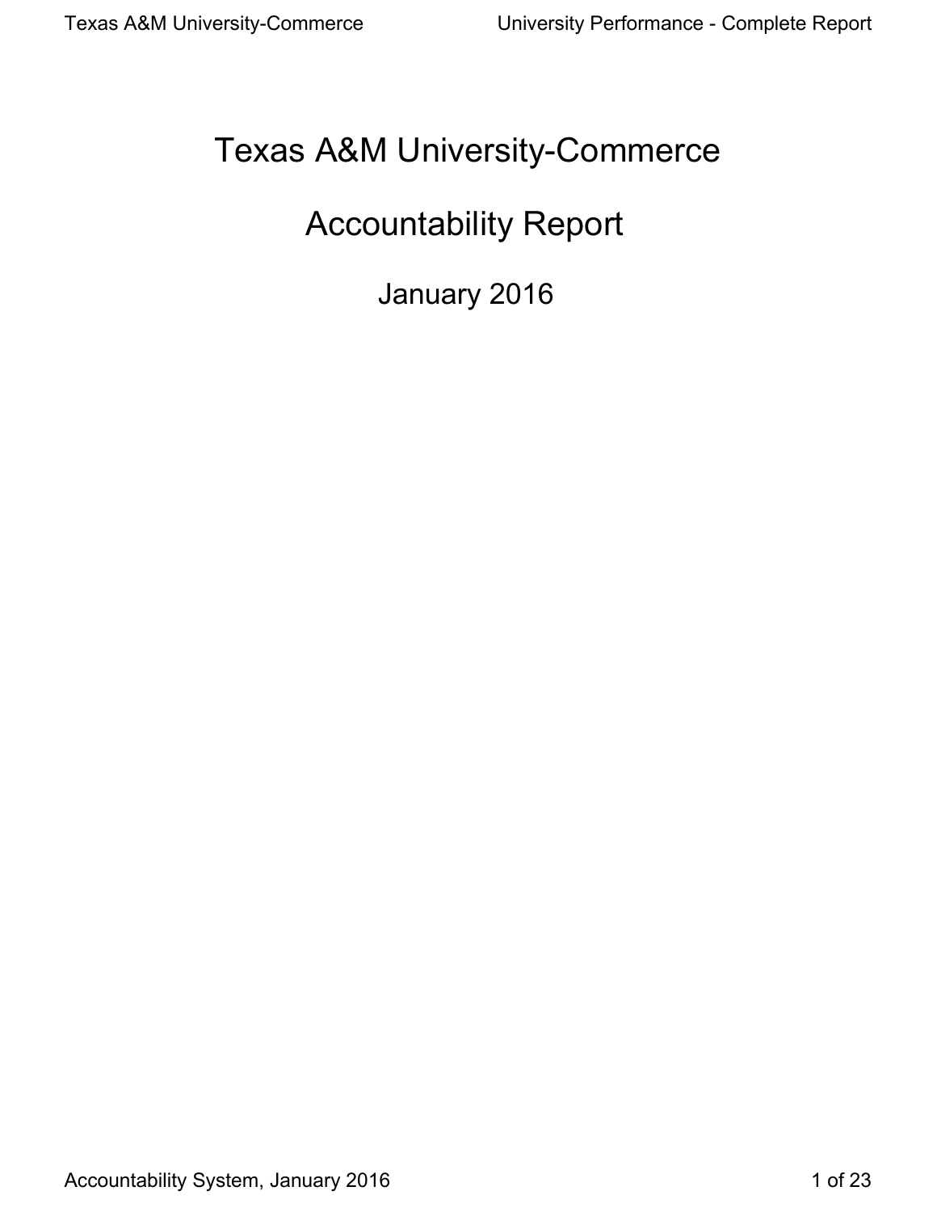# Texas A&M University-Commerce

# Accountability Report

## January 2016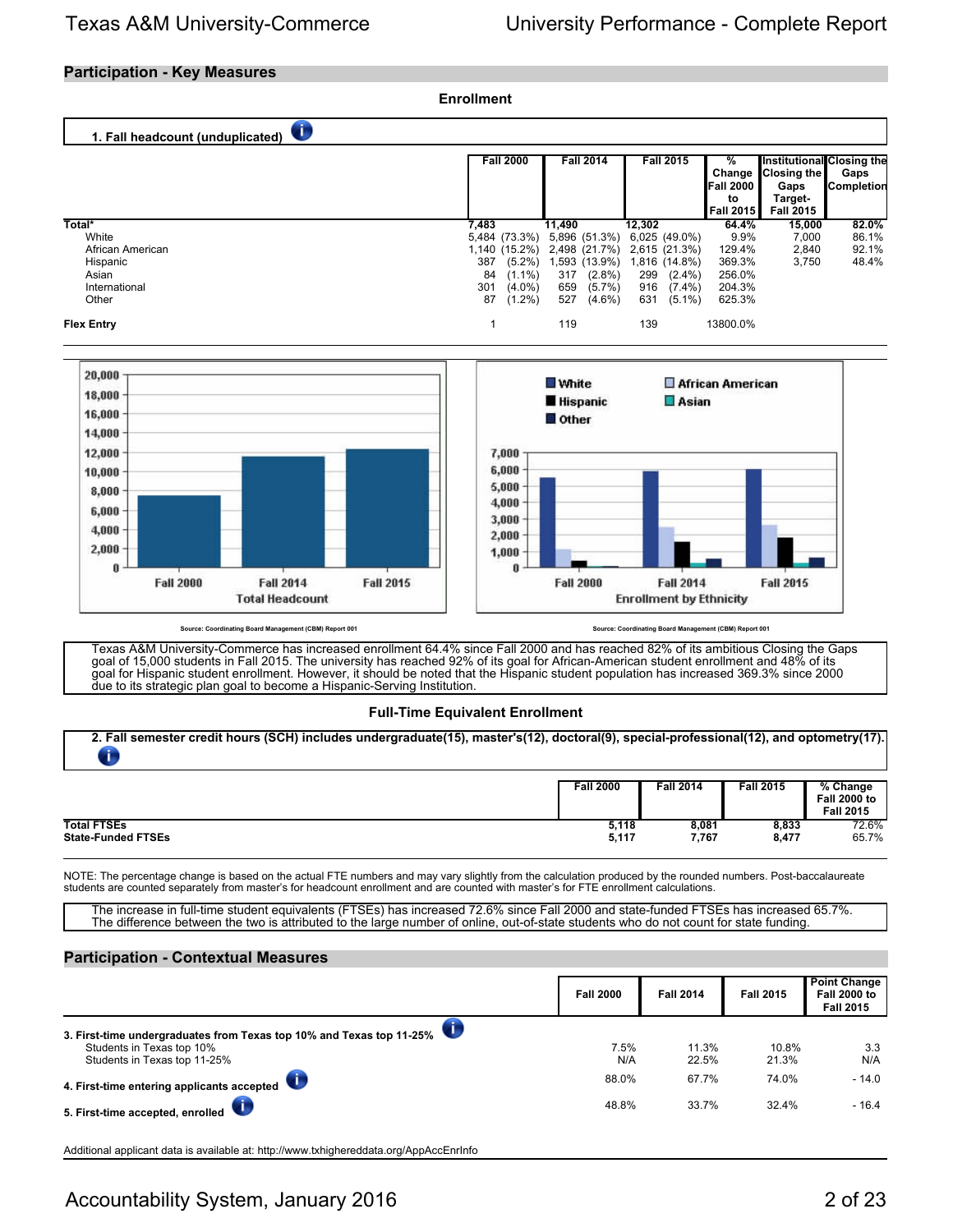## Participation - Key Measures

### Enrollment

**1. Fall headcount (unduplicated)**

| | Fall 2000 | Fall 2014 | Fall 2015 | % Change Fall 2000 to Fall 2015 | Institutional Closing the Gaps Target- Fall 2015 | Closing the Gaps Completion |
|---|---|---|---|---|---|---|
| **Total*** | 7,483 | 11,490 | 12,302 | 64.4% | 15,000 | 82.0% |
| White | 5,484 (73.3%) | 5,896 (51.3%) | 6,025 (49.0%) | 9.9% | 7,000 | 86.1% |
| African American | 1,140 (15.2%) | 2,498 (21.7%) | 2,615 (21.3%) | 129.4% | 2,840 | 92.1% |
| Hispanic | 387 (5.2%) | 1,593 (13.9%) | 1,816 (14.8%) | 369.3% | 3,750 | 48.4% |
| Asian | 84 (1.1%) | 317 (2.8%) | 299 (2.4%) | 256.0% | | |
| International | 301 (4.0%) | 659 (5.7%) | 916 (7.4%) | 204.3% | | |
| Other | 87 (1.2%) | 527 (4.6%) | 631 (5.1%) | 625.3% | | |
| **Flex Entry** | 1 | 119 | 139 | 13800.0% | | |

Source: Coordinating Board Management (CBM) Report 001

Source: Coordinating Board Management (CBM) Report 001

Texas A&M University-Commerce has increased enrollment 64.4% since Fall 2000 and has reached 82% of its ambitious Closing the Gaps goal of 15,000 students in Fall 2015. The university has reached 92% of its goal for African-American student enrollment and 48% of its goal for Hispanic student enrollment. However, it should be noted that the Hispanic student population has increased 369.3% since 2000 due to its strategic plan goal to become a Hispanic-Serving Institution.

### Full-Time Equivalent Enrollment

**2. Fall semester credit hours (SCH) includes undergraduate(15), master's(12), doctoral(9), special-professional(12), and optometry(17).**

| | Fall 2000 | Fall 2014 | Fall 2015 | % Change Fall 2000 to Fall 2015 |
|---|---|---|---|---|
| **Total FTSEs** | 5,118 | 8,081 | 8,833 | 72.6% |
| **State-Funded FTSEs** | 5,117 | 7,767 | 8,477 | 65.7% |

NOTE: The percentage change is based on the actual FTE numbers and may vary slightly from the calculation produced by the rounded numbers. Post-baccalaureate students are counted separately from master's for headcount enrollment and are counted with master's for FTE enrollment calculations.

The increase in full-time student equivalents (FTSEs) has increased 72.6% since Fall 2000 and state-funded FTSEs has increased 65.7%. The difference between the two is attributed to the large number of online, out-of-state students who do not count for state funding.

## Participation - Contextual Measures

| | Fall 2000 | Fall 2014 | Fall 2015 | Point Change Fall 2000 to Fall 2015 |
|---|---|---|---|---|
| **3. First-time undergraduates from Texas top 10% and Texas top 11-25%** | | | | |
| Students in Texas top 10% | 7.5% | 11.3% | 10.8% | 3.3 |
| Students in Texas top 11-25% | N/A | 22.5% | 21.3% | N/A |
| **4. First-time entering applicants accepted** | 88.0% | 67.7% | 74.0% | - 14.0 |
| **5. First-time accepted, enrolled** | 48.8% | 33.7% | 32.4% | - 16.4 |

Additional applicant data is available at: http://www.txhighereddata.org/AppAccEnrInfo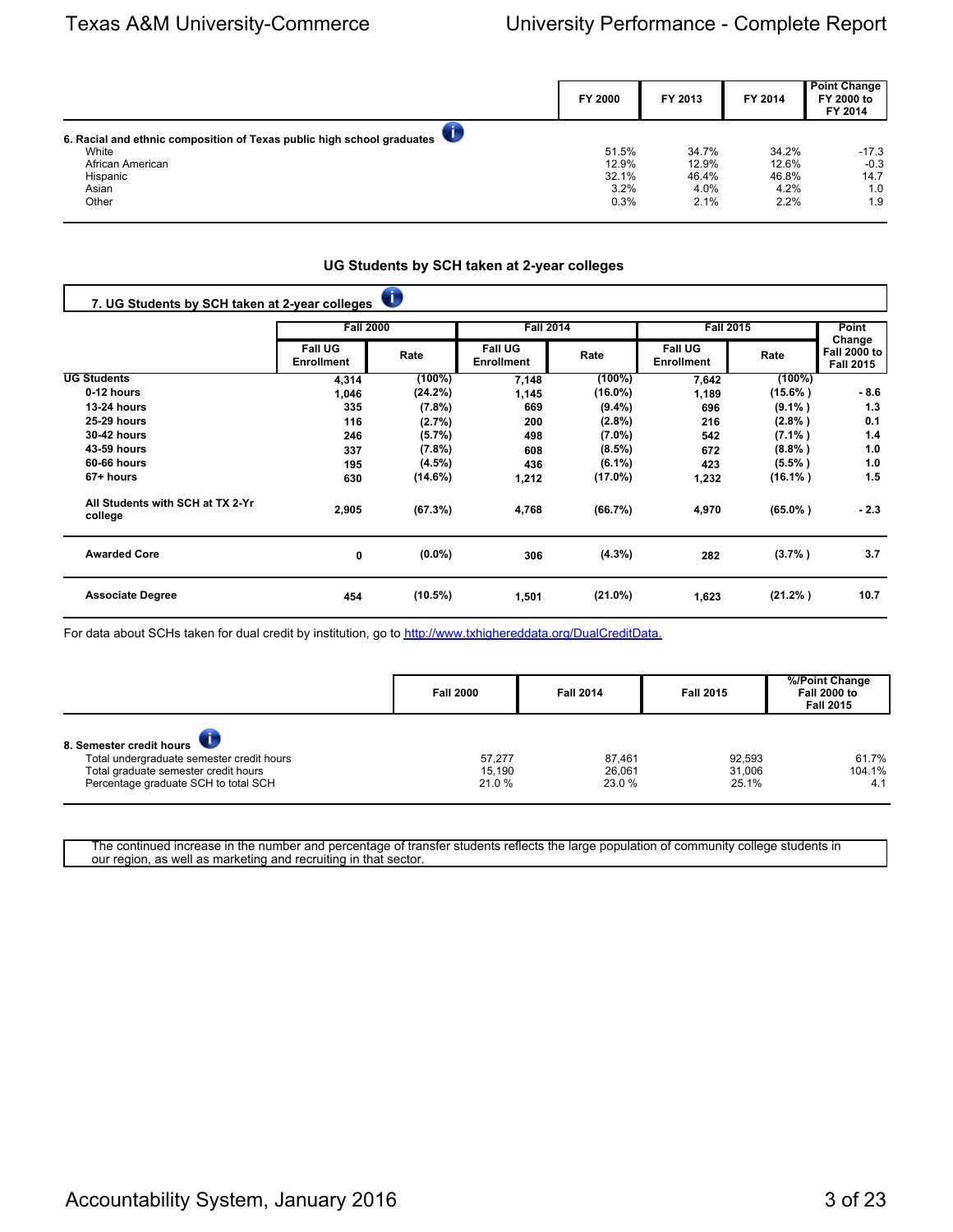| | FY 2000 | FY 2013 | FY 2014 | Point Change FY 2000 to FY 2014 |
|---|---|---|---|---|
| **6. Racial and ethnic composition of Texas public high school graduates** | | | | |
| White | 51.5% | 34.7% | 34.2% | -17.3 |
| African American | 12.9% | 12.9% | 12.6% | -0.3 |
| Hispanic | 32.1% | 46.4% | 46.8% | 14.7 |
| Asian | 3.2% | 4.0% | 4.2% | 1.0 |
| Other | 0.3% | 2.1% | 2.2% | 1.9 |

## UG Students by SCH taken at 2-year colleges

**7. UG Students by SCH taken at 2-year colleges**

| | Fall 2000 | | Fall 2014 | | Fall 2015 | | Point Change Fall 2000 to Fall 2015 |
|---|---|---|---|---|---|---|---|
| | Fall UG Enrollment | Rate | Fall UG Enrollment | Rate | Fall UG Enrollment | Rate | |
| **UG Students** | 4,314 | (100%) | 7,148 | (100%) | 7,642 | (100%) | |
| **0-12 hours** | 1,046 | (24.2%) | 1,145 | (16.0%) | 1,189 | (15.6% ) | - 8.6 |
| **13-24 hours** | 335 | (7.8%) | 669 | (9.4%) | 696 | (9.1% ) | 1.3 |
| **25-29 hours** | 116 | (2.7%) | 200 | (2.8%) | 216 | (2.8% ) | 0.1 |
| **30-42 hours** | 246 | (5.7%) | 498 | (7.0%) | 542 | (7.1% ) | 1.4 |
| **43-59 hours** | 337 | (7.8%) | 608 | (8.5%) | 672 | (8.8% ) | 1.0 |
| **60-66 hours** | 195 | (4.5%) | 436 | (6.1%) | 423 | (5.5% ) | 1.0 |
| **67+ hours** | 630 | (14.6%) | 1,212 | (17.0%) | 1,232 | (16.1% ) | 1.5 |
| **All Students with SCH at TX 2-Yr college** | 2,905 | (67.3%) | 4,768 | (66.7%) | 4,970 | (65.0% ) | - 2.3 |
| **Awarded Core** | 0 | (0.0%) | 306 | (4.3%) | 282 | (3.7% ) | 3.7 |
| **Associate Degree** | 454 | (10.5%) | 1,501 | (21.0%) | 1,623 | (21.2% ) | 10.7 |

For data about SCHs taken for dual credit by institution, go to http://www.txhighereddata.org/DualCreditData.

| | Fall 2000 | Fall 2014 | Fall 2015 | %/Point Change Fall 2000 to Fall 2015 |
|---|---|---|---|---|
| **8. Semester credit hours** | | | | |
| Total undergraduate semester credit hours | 57,277 | 87,461 | 92,593 | 61.7% |
| Total graduate semester credit hours | 15,190 | 26,061 | 31,006 | 104.1% |
| Percentage graduate SCH to total SCH | 21.0 % | 23.0 % | 25.1% | 4.1 |

The continued increase in the number and percentage of transfer students reflects the large population of community college students in our region, as well as marketing and recruiting in that sector.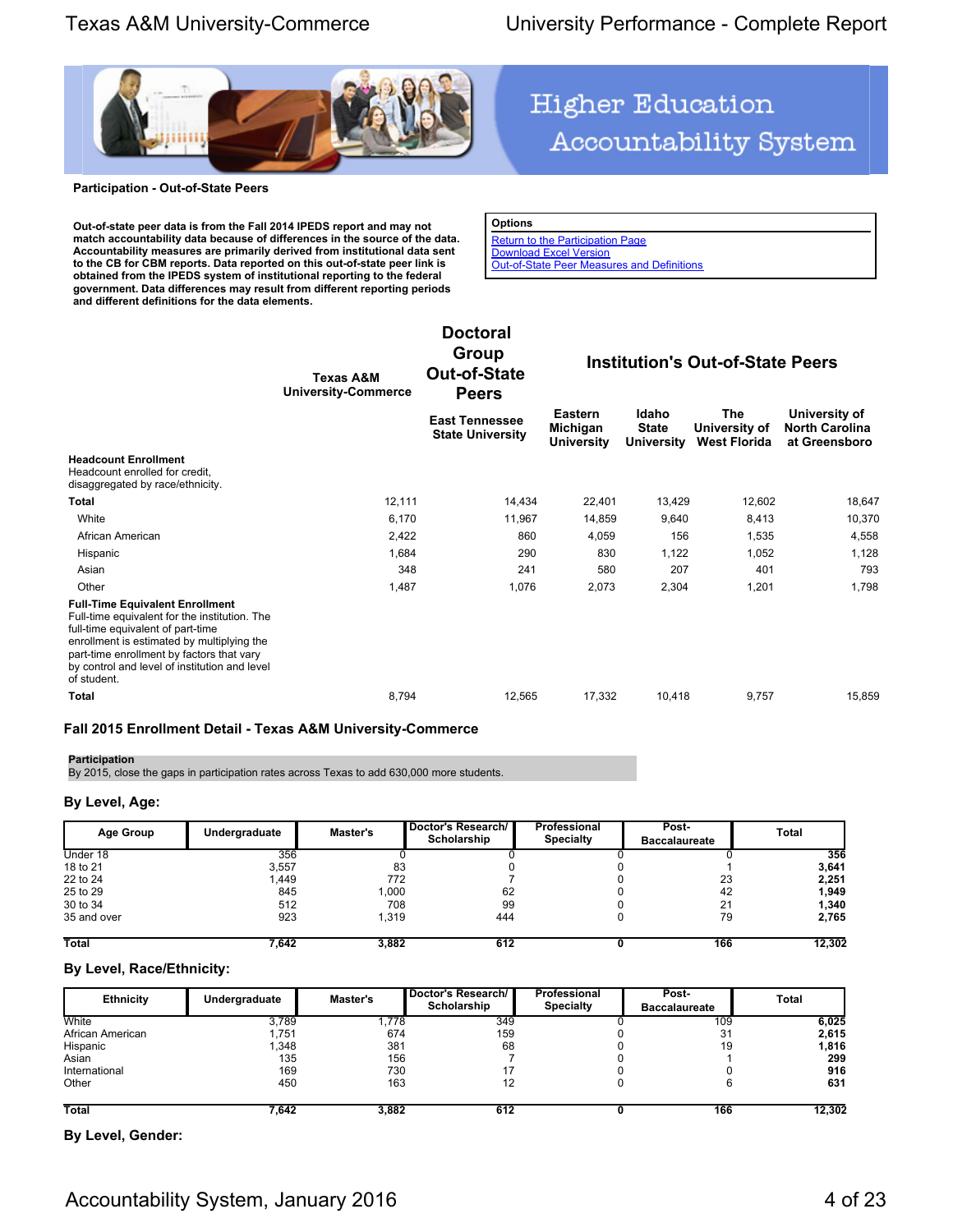**Participation - Out-of-State Peers**

**Out-of-state peer data is from the Fall 2014 IPEDS report and may not match accountability data because of differences in the source of the data. Accountability measures are primarily derived from institutional data sent to the CB for CBM reports. Data reported on this out-of-state peer link is obtained from the IPEDS system of institutional reporting to the federal government. Data differences may result from different reporting periods and different definitions for the data elements.**

| Options |
|---|
| Return to the Participation Page |
| Download Excel Version |
| Out-of-State Peer Measures and Definitions |

| | Texas A&M University-Commerce | Doctoral Group Out-of-State Peers | Institution's Out-of-State Peers | | | |
|---|---|---|---|---|---|---|
| | | East Tennessee State University | Eastern Michigan University | Idaho State University | The University of West Florida | University of North Carolina at Greensboro |
| **Headcount Enrollment** Headcount enrolled for credit, disaggregated by race/ethnicity. | | | | | | |
| **Total** | 12,111 | 14,434 | 22,401 | 13,429 | 12,602 | 18,647 |
| White | 6,170 | 11,967 | 14,859 | 9,640 | 8,413 | 10,370 |
| African American | 2,422 | 860 | 4,059 | 156 | 1,535 | 4,558 |
| Hispanic | 1,684 | 290 | 830 | 1,122 | 1,052 | 1,128 |
| Asian | 348 | 241 | 580 | 207 | 401 | 793 |
| Other | 1,487 | 1,076 | 2,073 | 2,304 | 1,201 | 1,798 |
| **Full-Time Equivalent Enrollment** Full-time equivalent for the institution. The full-time equivalent of part-time enrollment is estimated by multiplying the part-time enrollment by factors that vary by control and level of institution and level of student. | | | | | | |
| **Total** | 8,794 | 12,565 | 17,332 | 10,418 | 9,757 | 15,859 |

## Fall 2015 Enrollment Detail - Texas A&M University-Commerce

**Participation**
By 2015, close the gaps in participation rates across Texas to add 630,000 more students.

### By Level, Age:

| Age Group | Undergraduate | Master's | Doctor's Research/ Scholarship | Professional Specialty | Post-Baccalaureate | Total |
|---|---|---|---|---|---|---|
| Under 18 | 356 | 0 | 0 | 0 | 0 | **356** |
| 18 to 21 | 3,557 | 83 | 0 | 0 | 1 | **3,641** |
| 22 to 24 | 1,449 | 772 | 7 | 0 | 23 | **2,251** |
| 25 to 29 | 845 | 1,000 | 62 | 0 | 42 | **1,949** |
| 30 to 34 | 512 | 708 | 99 | 0 | 21 | **1,340** |
| 35 and over | 923 | 1,319 | 444 | 0 | 79 | **2,765** |
| **Total** | **7,642** | **3,882** | **612** | **0** | **166** | **12,302** |

### By Level, Race/Ethnicity:

| Ethnicity | Undergraduate | Master's | Doctor's Research/ Scholarship | Professional Specialty | Post-Baccalaureate | Total |
|---|---|---|---|---|---|---|
| White | 3,789 | 1,778 | 349 | 0 | 109 | **6,025** |
| African American | 1,751 | 674 | 159 | 0 | 31 | **2,615** |
| Hispanic | 1,348 | 381 | 68 | 0 | 19 | **1,816** |
| Asian | 135 | 156 | 7 | 0 | 1 | **299** |
| International | 169 | 730 | 17 | 0 | 0 | **916** |
| Other | 450 | 163 | 12 | 0 | 6 | **631** |
| **Total** | **7,642** | **3,882** | **612** | **0** | **166** | **12,302** |

### By Level, Gender: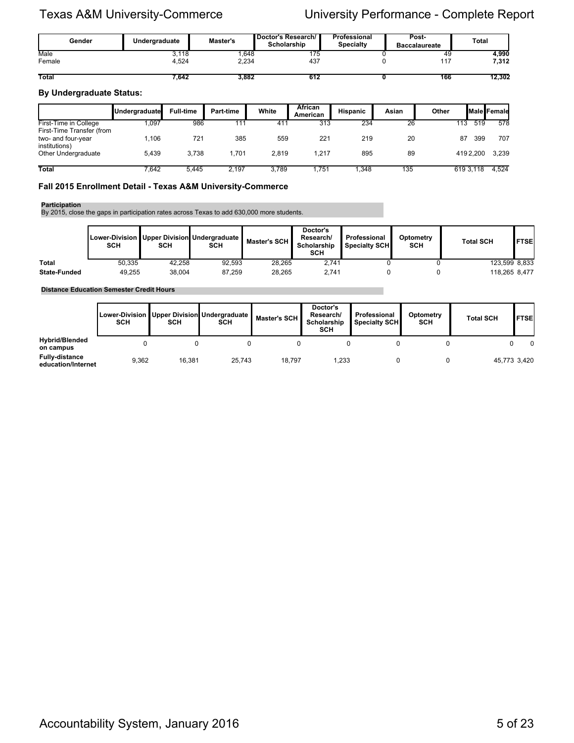| Gender | Undergraduate | Master's | Doctor's Research/ Scholarship | Professional Specialty | Post-Baccalaureate | Total |
|---|---|---|---|---|---|---|
| Male | 3,118 | 1,648 | 175 | 0 | 49 | **4,990** |
| Female | 4,524 | 2,234 | 437 | 0 | 117 | **7,312** |
| **Total** | **7,642** | **3,882** | **612** | **0** | **166** | **12,302** |

### By Undergraduate Status:

| | Undergraduate | Full-time | Part-time | White | African American | Hispanic | Asian | Other | Male | Female |
|---|---|---|---|---|---|---|---|---|---|---|
| First-Time in College | 1,097 | 986 | 111 | 411 | 313 | 234 | 26 | 113 | 519 | 578 |
| First-Time Transfer (from two- and four-year institutions) | 1,106 | 721 | 385 | 559 | 221 | 219 | 20 | 87 | 399 | 707 |
| Other Undergraduate | 5,439 | 3,738 | 1,701 | 2,819 | 1,217 | 895 | 89 | 419 | 2,200 | 3,239 |
| **Total** | 7,642 | 5,445 | 2,197 | 3,789 | 1,751 | 1,348 | 135 | 619 | 3,118 | 4,524 |

### Fall 2015 Enrollment Detail - Texas A&M University-Commerce

**Participation**
By 2015, close the gaps in participation rates across Texas to add 630,000 more students.

| | Lower-Division SCH | Upper Division SCH | Undergraduate SCH | Master's SCH | Doctor's Research/ Scholarship SCH | Professional Specialty SCH | Optometry SCH | Total SCH | FTSE |
|---|---|---|---|---|---|---|---|---|---|
| **Total** | 50,335 | 42,258 | 92,593 | 28,265 | 2,741 | 0 | 0 | 123,599 | 8,833 |
| **State-Funded** | 49,255 | 38,004 | 87,259 | 28,265 | 2,741 | 0 | 0 | 118,265 | 8,477 |

**Distance Education Semester Credit Hours**

| | Lower-Division SCH | Upper Division SCH | Undergraduate SCH | Master's SCH | Doctor's Research/ Scholarship SCH | Professional Specialty SCH | Optometry SCH | Total SCH | FTSE |
|---|---|---|---|---|---|---|---|---|---|
| **Hybrid/Blended on campus** | 0 | 0 | 0 | 0 | 0 | 0 | 0 | 0 | 0 |
| **Fully-distance education/Internet** | 9,362 | 16,381 | 25,743 | 18,797 | 1,233 | 0 | 0 | 45,773 | 3,420 |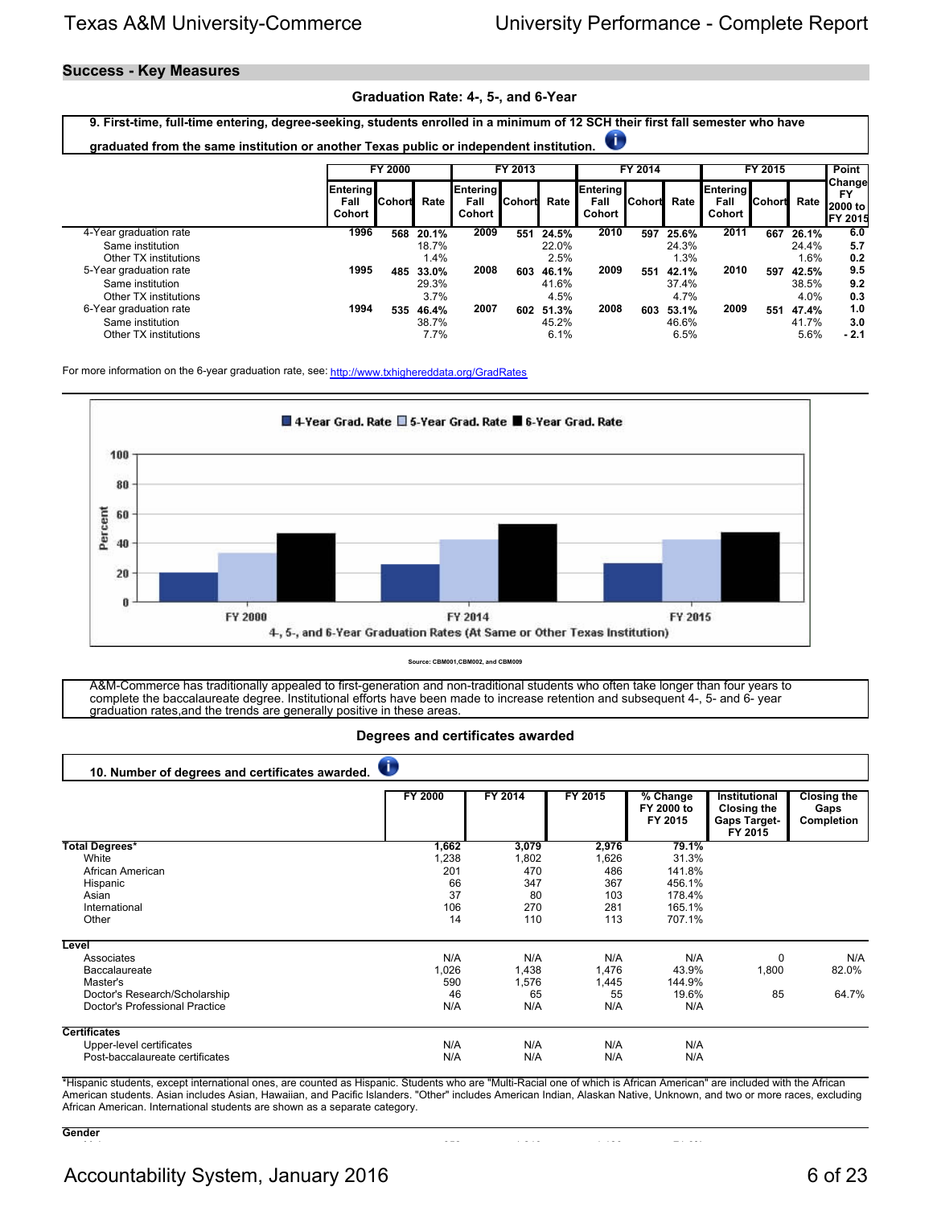## Success - Key Measures

### Graduation Rate: 4-, 5-, and 6-Year

**9. First-time, full-time entering, degree-seeking, students enrolled in a minimum of 12 SCH their first fall semester who have graduated from the same institution or another Texas public or independent institution.**

| | FY 2000 | | | FY 2013 | | | FY 2014 | | | FY 2015 | | | Point Change FY 2000 to FY 2015 |
|---|---|---|---|---|---|---|---|---|---|---|---|---|---|
| | Entering Fall Cohort | Cohort | Rate | Entering Fall Cohort | Cohort | Rate | Entering Fall Cohort | Cohort | Rate | Entering Fall Cohort | Cohort | Rate | |
| 4-Year graduation rate | 1996 | 568 | 20.1% | 2009 | 551 | 24.5% | 2010 | 597 | 25.6% | 2011 | 667 | 26.1% | 6.0 |
| Same institution | | | 18.7% | | | 22.0% | | | 24.3% | | | 24.4% | 5.7 |
| Other TX institutions | | | 1.4% | | | 2.5% | | | 1.3% | | | 1.6% | 0.2 |
| 5-Year graduation rate | 1995 | 485 | 33.0% | 2008 | 603 | 46.1% | 2009 | 551 | 42.1% | 2010 | 597 | 42.5% | 9.5 |
| Same institution | | | 29.3% | | | 41.6% | | | 37.4% | | | 38.5% | 9.2 |
| Other TX institutions | | | 3.7% | | | 4.5% | | | 4.7% | | | 4.0% | 0.3 |
| 6-Year graduation rate | 1994 | 535 | 46.4% | 2007 | 602 | 51.3% | 2008 | 603 | 53.1% | 2009 | 551 | 47.4% | 1.0 |
| Same institution | | | 38.7% | | | 45.2% | | | 46.6% | | | 41.7% | 3.0 |
| Other TX institutions | | | 7.7% | | | 6.1% | | | 6.5% | | | 5.6% | - 2.1 |

For more information on the 6-year graduation rate, see: http://www.txhighereddata.org/GradRates

4-, 5-, and 6-Year Graduation Rates (At Same or Other Texas Institution)

Source: CBM001,CBM002, and CBM009

A&M-Commerce has traditionally appealed to first-generation and non-traditional students who often take longer than four years to complete the baccalaureate degree. Institutional efforts have been made to increase retention and subsequent 4-, 5- and 6- year graduation rates,and the trends are generally positive in these areas.

### Degrees and certificates awarded

**10. Number of degrees and certificates awarded.**

| | FY 2000 | FY 2014 | FY 2015 | % Change FY 2000 to FY 2015 | Institutional Closing the Gaps Target- FY 2015 | Closing the Gaps Completion |
|---|---|---|---|---|---|---|
| **Total Degrees*** | 1,662 | 3,079 | 2,976 | 79.1% | | |
| White | 1,238 | 1,802 | 1,626 | 31.3% | | |
| African American | 201 | 470 | 486 | 141.8% | | |
| Hispanic | 66 | 347 | 367 | 456.1% | | |
| Asian | 37 | 80 | 103 | 178.4% | | |
| International | 106 | 270 | 281 | 165.1% | | |
| Other | 14 | 110 | 113 | 707.1% | | |
| **Level** | | | | | | |
| Associates | N/A | N/A | N/A | N/A | 0 | N/A |
| Baccalaureate | 1,026 | 1,438 | 1,476 | 43.9% | 1,800 | 82.0% |
| Master's | 590 | 1,576 | 1,445 | 144.9% | | |
| Doctor's Research/Scholarship | 46 | 65 | 55 | 19.6% | 85 | 64.7% |
| Doctor's Professional Practice | N/A | N/A | N/A | N/A | | |
| **Certificates** | | | | | | |
| Upper-level certificates | N/A | N/A | N/A | N/A | | |
| Post-baccalaureate certificates | N/A | N/A | N/A | N/A | | |

*Hispanic students, except international ones, are counted as Hispanic. Students who are "Multi-Racial one of which is African American" are included with the African American students. Asian includes Asian, Hawaiian, and Pacific Islanders. "Other" includes American Indian, Alaskan Native, Unknown, and two or more races, excluding African American. International students are shown as a separate category.

**Gender**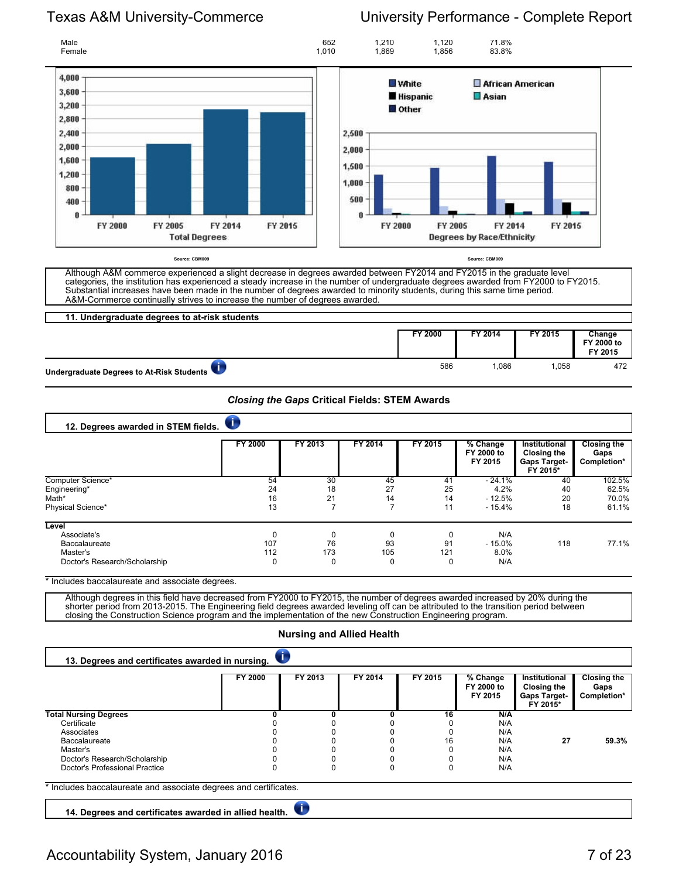| | | | | |
|---|---|---|---|---|
| Male | 652 | 1,210 | 1,120 | 71.8% |
| Female | 1,010 | 1,869 | 1,856 | 83.8% |

Source: CBM009

Source: CBM009

Although A&M commerce experienced a slight decrease in degrees awarded between FY2014 and FY2015 in the graduate level categories, the institution has experienced a steady increase in the number of undergraduate degrees awarded from FY2000 to FY2015. Substantial increases have been made in the number of degrees awarded to minority students, during this same time period. A&M-Commerce continually strives to increase the number of degrees awarded.

### 11. Undergraduate degrees to at-risk students

| | FY 2000 | FY 2014 | FY 2015 | Change FY 2000 to FY 2015 |
|---|---|---|---|---|
| Undergraduate Degrees to At-Risk Students | 586 | 1,086 | 1,058 | 472 |

## *Closing the Gaps* Critical Fields: STEM Awards

### 12. Degrees awarded in STEM fields.

| | FY 2000 | FY 2013 | FY 2014 | FY 2015 | % Change FY 2000 to FY 2015 | Institutional Closing the Gaps Target-FY 2015* | Closing the Gaps Completion* |
|---|---|---|---|---|---|---|---|
| Computer Science* | 54 | 30 | 45 | 41 | - 24.1% | 40 | 102.5% |
| Engineering* | 24 | 18 | 27 | 25 | 4.2% | 40 | 62.5% |
| Math* | 16 | 21 | 14 | 14 | - 12.5% | 20 | 70.0% |
| Physical Science* | 13 | 7 | 7 | 11 | - 15.4% | 18 | 61.1% |
| **Level** | | | | | | | |
| Associate's | 0 | 0 | 0 | 0 | N/A | | |
| Baccalaureate | 107 | 76 | 93 | 91 | - 15.0% | 118 | 77.1% |
| Master's | 112 | 173 | 105 | 121 | 8.0% | | |
| Doctor's Research/Scholarship | 0 | 0 | 0 | 0 | N/A | | |

\* Includes baccalaureate and associate degrees.

Although degrees in this field have decreased from FY2000 to FY2015, the number of degrees awarded increased by 20% during the shorter period from 2013-2015. The Engineering field degrees awarded leveling off can be attributed to the transition period between closing the Construction Science program and the implementation of the new Construction Engineering program.

## Nursing and Allied Health

### 13. Degrees and certificates awarded in nursing.

| | FY 2000 | FY 2013 | FY 2014 | FY 2015 | % Change FY 2000 to FY 2015 | Institutional Closing the Gaps Target-FY 2015* | Closing the Gaps Completion* |
|---|---|---|---|---|---|---|---|
| **Total Nursing Degrees** | **0** | **0** | **0** | **16** | **N/A** | | |
| Certificate | 0 | 0 | 0 | 0 | N/A | | |
| Associates | 0 | 0 | 0 | 0 | N/A | | |
| Baccalaureate | 0 | 0 | 0 | 16 | N/A | **27** | **59.3%** |
| Master's | 0 | 0 | 0 | 0 | N/A | | |
| Doctor's Research/Scholarship | 0 | 0 | 0 | 0 | N/A | | |
| Doctor's Professional Practice | 0 | 0 | 0 | 0 | N/A | | |

\* Includes baccalaureate and associate degrees and certificates.

### 14. Degrees and certificates awarded in allied health.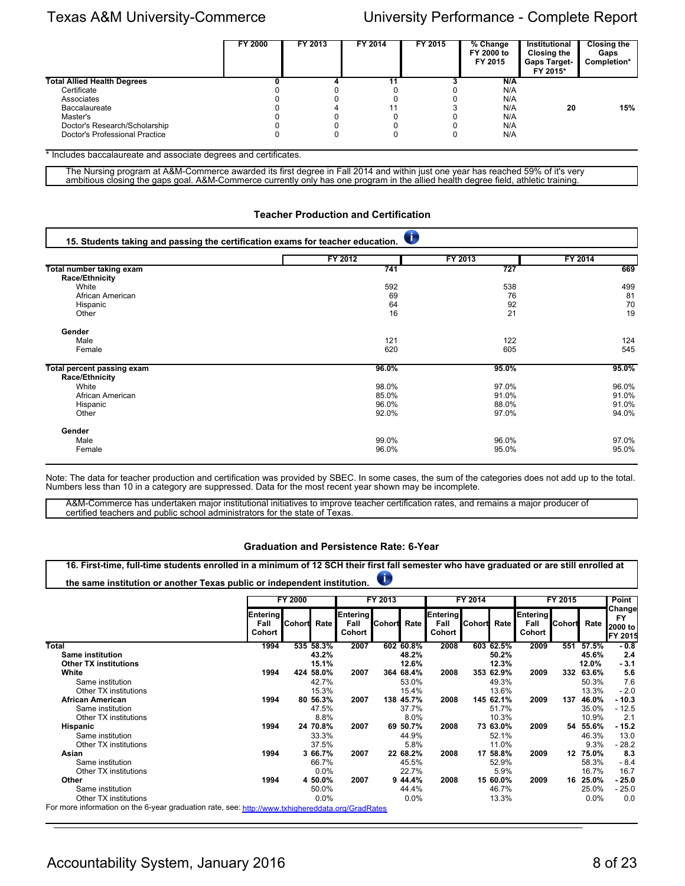| | FY 2000 | FY 2013 | FY 2014 | FY 2015 | % Change FY 2000 to FY 2015 | Institutional Closing the Gaps Target- FY 2015* | Closing the Gaps Completion* |
|---|---|---|---|---|---|---|---|
| **Total Allied Health Degrees** | **0** | **4** | **11** | **3** | **N/A** | | |
| Certificate | 0 | 0 | 0 | 0 | N/A | | |
| Associates | 0 | 0 | 0 | 0 | N/A | | |
| Baccalaureate | 0 | 4 | 11 | 3 | N/A | **20** | **15%** |
| Master's | 0 | 0 | 0 | 0 | N/A | | |
| Doctor's Research/Scholarship | 0 | 0 | 0 | 0 | N/A | | |
| Doctor's Professional Practice | 0 | 0 | 0 | 0 | N/A | | |

* Includes baccalaureate and associate degrees and certificates.

The Nursing program at A&M-Commerce awarded its first degree in Fall 2014 and within just one year has reached 59% of it's very ambitious closing the gaps goal. A&M-Commerce currently only has one program in the allied health degree field, athletic training.

## Teacher Production and Certification

### 15. Students taking and passing the certification exams for teacher education.

| | FY 2012 | FY 2013 | FY 2014 |
|---|---|---|---|
| **Total number taking exam** | **741** | **727** | **669** |
| **Race/Ethnicity** | | | |
| White | 592 | 538 | 499 |
| African American | 69 | 76 | 81 |
| Hispanic | 64 | 92 | 70 |
| Other | 16 | 21 | 19 |
| **Gender** | | | |
| Male | 121 | 122 | 124 |
| Female | 620 | 605 | 545 |
| **Total percent passing exam** | **96.0%** | **95.0%** | **95.0%** |
| **Race/Ethnicity** | | | |
| White | 98.0% | 97.0% | 96.0% |
| African American | 85.0% | 91.0% | 91.0% |
| Hispanic | 96.0% | 88.0% | 91.0% |
| Other | 92.0% | 97.0% | 94.0% |
| **Gender** | | | |
| Male | 99.0% | 96.0% | 97.0% |
| Female | 96.0% | 95.0% | 95.0% |

Note: The data for teacher production and certification was provided by SBEC. In some cases, the sum of the categories does not add up to the total. Numbers less than 10 in a category are suppressed. Data for the most recent year shown may be incomplete.

A&M-Commerce has undertaken major institutional initiatives to improve teacher certification rates, and remains a major producer of certified teachers and public school administrators for the state of Texas.

## Graduation and Persistence Rate: 6-Year

### 16. First-time, full-time students enrolled in a minimum of 12 SCH their first fall semester who have graduated or are still enrolled at the same institution or another Texas public or independent institution.

| | FY 2000 | | | FY 2013 | | | FY 2014 | | | FY 2015 | | | Point Change |
|---|---|---|---|---|---|---|---|---|---|---|---|---|---|
| | Entering Fall Cohort | Cohort | Rate | Entering Fall Cohort | Cohort | Rate | Entering Fall Cohort | Cohort | Rate | Entering Fall Cohort | Cohort | Rate | FY 2000 to FY 2015 |
| **Total** | **1994** | **535** | **58.3%** | **2007** | **602** | **60.8%** | **2008** | **603** | **62.5%** | **2009** | **551** | **57.5%** | **- 0.8** |
| **Same institution** | | | **43.2%** | | | **48.2%** | | | **50.2%** | | | **45.6%** | **2.4** |
| **Other TX institutions** | | | **15.1%** | | | **12.6%** | | | **12.3%** | | | **12.0%** | **- 3.1** |
| **White** | **1994** | **424** | **58.0%** | **2007** | **364** | **68.4%** | **2008** | **353** | **62.9%** | **2009** | **332** | **63.6%** | **5.6** |
| Same institution | | | 42.7% | | | 53.0% | | | 49.3% | | | 50.3% | 7.6 |
| Other TX institutions | | | 15.3% | | | 15.4% | | | 13.6% | | | 13.3% | - 2.0 |
| **African American** | **1994** | **80** | **56.3%** | **2007** | **138** | **45.7%** | **2008** | **145** | **62.1%** | **2009** | **137** | **46.0%** | **- 10.3** |
| Same institution | | | 47.5% | | | 37.7% | | | 51.7% | | | 35.0% | - 12.5 |
| Other TX institutions | | | 8.8% | | | 8.0% | | | 10.3% | | | 10.9% | 2.1 |
| **Hispanic** | **1994** | **24** | **70.8%** | **2007** | **69** | **50.7%** | **2008** | **73** | **63.0%** | **2009** | **54** | **55.6%** | **- 15.2** |
| Same institution | | | 33.3% | | | 44.9% | | | 52.1% | | | 46.3% | 13.0 |
| Other TX institutions | | | 37.5% | | | 5.8% | | | 11.0% | | | 9.3% | - 28.2 |
| **Asian** | **1994** | **3** | **66.7%** | **2007** | **22** | **68.2%** | **2008** | **17** | **58.8%** | **2009** | **12** | **75.0%** | **8.3** |
| Same institution | | | 66.7% | | | 45.5% | | | 52.9% | | | 58.3% | - 8.4 |
| Other TX institutions | | | 0.0% | | | 22.7% | | | 5.9% | | | 16.7% | 16.7 |
| **Other** | **1994** | **4** | **50.0%** | **2007** | **9** | **44.4%** | **2008** | **15** | **60.0%** | **2009** | **16** | **25.0%** | **- 25.0** |
| Same institution | | | 50.0% | | | 44.4% | | | 46.7% | | | 25.0% | - 25.0 |
| Other TX institutions | | | 0.0% | | | 0.0% | | | 13.3% | | | 0.0% | 0.0 |

For more information on the 6-year graduation rate, see: http://www.txhighereddata.org/GradRates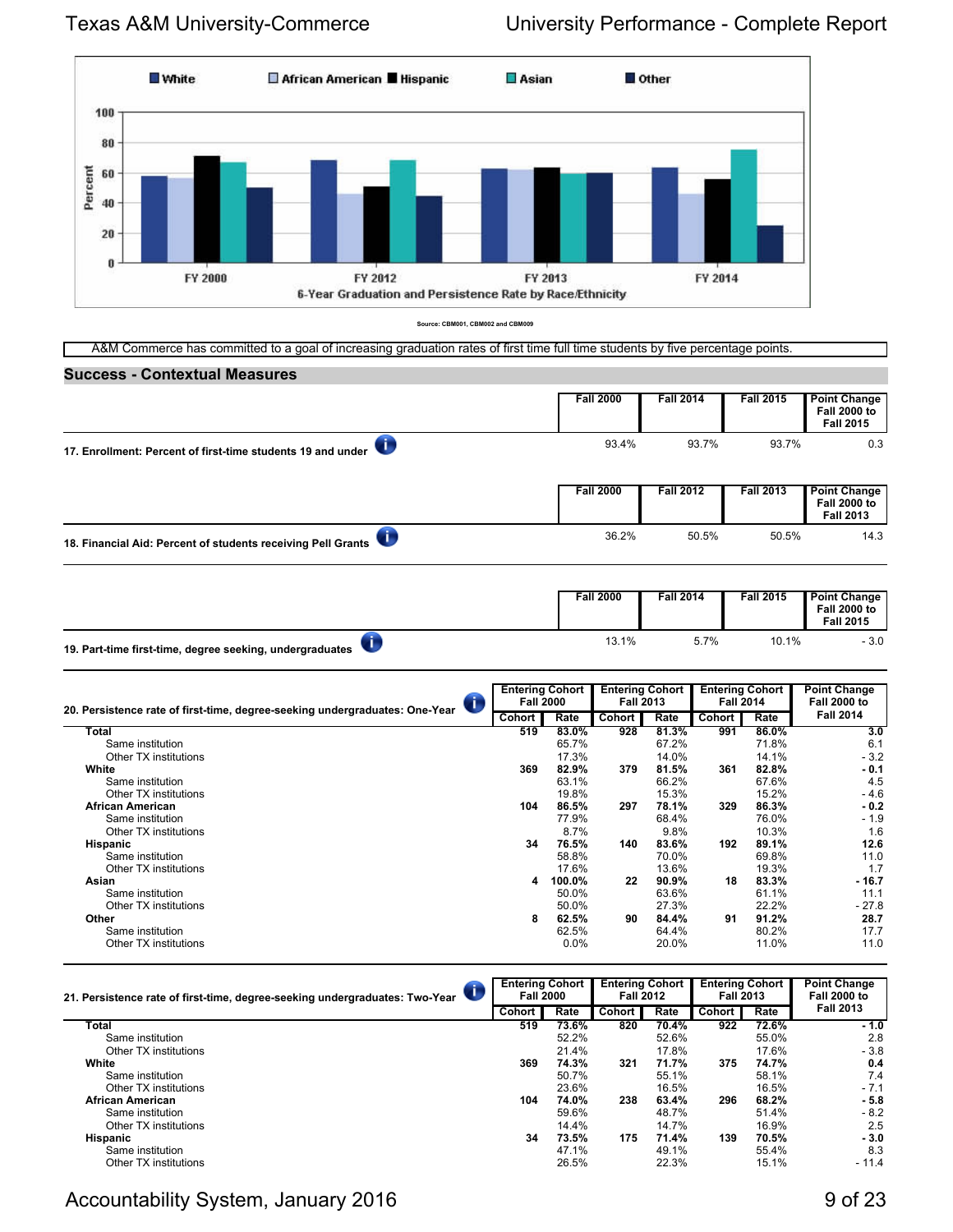White | African American | Hispanic | Asian | Other

6-Year Graduation and Persistence Rate by Race/Ethnicity

Source: CBM001, CBM002 and CBM009

A&M Commerce has committed to a goal of increasing graduation rates of first time full time students by five percentage points.

## Success - Contextual Measures

| | Fall 2000 | Fall 2014 | Fall 2015 | Point Change Fall 2000 to Fall 2015 |
|---|---|---|---|---|
| 17. Enrollment: Percent of first-time students 19 and under | 93.4% | 93.7% | 93.7% | 0.3 |

| | Fall 2000 | Fall 2012 | Fall 2013 | Point Change Fall 2000 to Fall 2013 |
|---|---|---|---|---|
| 18. Financial Aid: Percent of students receiving Pell Grants | 36.2% | 50.5% | 50.5% | 14.3 |

| | Fall 2000 | Fall 2014 | Fall 2015 | Point Change Fall 2000 to Fall 2015 |
|---|---|---|---|---|
| 19. Part-time first-time, degree seeking, undergraduates | 13.1% | 5.7% | 10.1% | - 3.0 |

| 20. Persistence rate of first-time, degree-seeking undergraduates: One-Year | Entering Cohort Fall 2000 | | Entering Cohort Fall 2013 | | Entering Cohort Fall 2014 | | Point Change Fall 2000 to Fall 2014 |
|---|---|---|---|---|---|---|---|
| | Cohort | Rate | Cohort | Rate | Cohort | Rate | |
| **Total** | **519** | **83.0%** | **928** | **81.3%** | **991** | **86.0%** | **3.0** |
| Same institution | | 65.7% | | 67.2% | | 71.8% | 6.1 |
| Other TX institutions | | 17.3% | | 14.0% | | 14.1% | - 3.2 |
| **White** | **369** | **82.9%** | **379** | **81.5%** | **361** | **82.8%** | **- 0.1** |
| Same institution | | 63.1% | | 66.2% | | 67.6% | 4.5 |
| Other TX institutions | | 19.8% | | 15.3% | | 15.2% | - 4.6 |
| **African American** | **104** | **86.5%** | **297** | **78.1%** | **329** | **86.3%** | **- 0.2** |
| Same institution | | 77.9% | | 68.4% | | 76.0% | - 1.9 |
| Other TX institutions | | 8.7% | | 9.8% | | 10.3% | 1.6 |
| **Hispanic** | **34** | **76.5%** | **140** | **83.6%** | **192** | **89.1%** | **12.6** |
| Same institution | | 58.8% | | 70.0% | | 69.8% | 11.0 |
| Other TX institutions | | 17.6% | | 13.6% | | 19.3% | 1.7 |
| **Asian** | **4** | **100.0%** | **22** | **90.9%** | **18** | **83.3%** | **- 16.7** |
| Same institution | | 50.0% | | 63.6% | | 61.1% | 11.1 |
| Other TX institutions | | 50.0% | | 27.3% | | 22.2% | - 27.8 |
| **Other** | **8** | **62.5%** | **90** | **84.4%** | **91** | **91.2%** | **28.7** |
| Same institution | | 62.5% | | 64.4% | | 80.2% | 17.7 |
| Other TX institutions | | 0.0% | | 20.0% | | 11.0% | 11.0 |

| 21. Persistence rate of first-time, degree-seeking undergraduates: Two-Year | Entering Cohort Fall 2000 | | Entering Cohort Fall 2012 | | Entering Cohort Fall 2013 | | Point Change Fall 2000 to Fall 2013 |
|---|---|---|---|---|---|---|---|
| | Cohort | Rate | Cohort | Rate | Cohort | Rate | |
| **Total** | **519** | **73.6%** | **820** | **70.4%** | **922** | **72.6%** | **- 1.0** |
| Same institution | | 52.2% | | 52.6% | | 55.0% | 2.8 |
| Other TX institutions | | 21.4% | | 17.8% | | 17.6% | - 3.8 |
| **White** | **369** | **74.3%** | **321** | **71.7%** | **375** | **74.7%** | **0.4** |
| Same institution | | 50.7% | | 55.1% | | 58.1% | 7.4 |
| Other TX institutions | | 23.6% | | 16.5% | | 16.5% | - 7.1 |
| **African American** | **104** | **74.0%** | **238** | **63.4%** | **296** | **68.2%** | **- 5.8** |
| Same institution | | 59.6% | | 48.7% | | 51.4% | - 8.2 |
| Other TX institutions | | 14.4% | | 14.7% | | 16.9% | 2.5 |
| **Hispanic** | **34** | **73.5%** | **175** | **71.4%** | **139** | **70.5%** | **- 3.0** |
| Same institution | | 47.1% | | 49.1% | | 55.4% | 8.3 |
| Other TX institutions | | 26.5% | | 22.3% | | 15.1% | - 11.4 |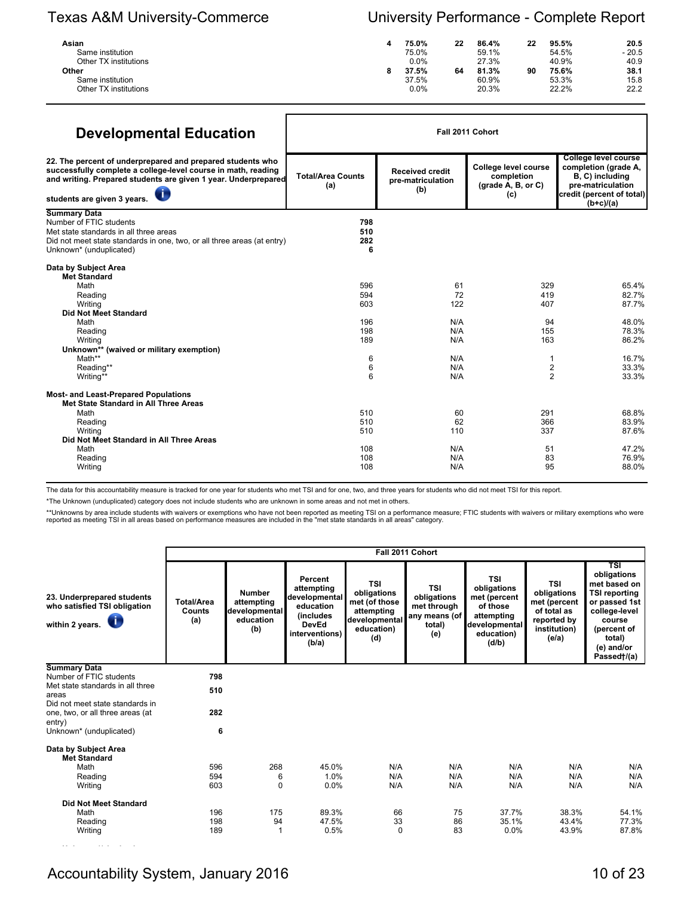| | | | | | | | |
|---|---|---|---|---|---|---|---|
| **Asian** | **4** | **75.0%** | **22** | **86.4%** | **22** | **95.5%** | **20.5** |
| Same institution | | 75.0% | | 59.1% | | 54.5% | - 20.5 |
| Other TX institutions | | 0.0% | | 27.3% | | 40.9% | 40.9 |
| **Other** | **8** | **37.5%** | **64** | **81.3%** | **90** | **75.6%** | **38.1** |
| Same institution | | 37.5% | | 60.9% | | 53.3% | 15.8 |
| Other TX institutions | | 0.0% | | 20.3% | | 22.2% | 22.2 |

## Developmental Education

| 22. The percent of underprepared and prepared students who successfully complete a college-level course in math, reading and writing. Prepared students are given 1 year. Underprepared students are given 3 years. | Fall 2011 Cohort | | | |
|---|---|---|---|---|
| | Total/Area Counts (a) | Received credit pre-matriculation (b) | College level course completion (grade A, B, or C) (c) | College level course completion (grade A, B, C) including pre-matriculation credit (percent of total) (b+c)/(a) |
| **Summary Data** | | | | |
| Number of FTIC students | **798** | | | |
| Met state standards in all three areas | **510** | | | |
| Did not meet state standards in one, two, or all three areas (at entry) | **282** | | | |
| Unknown* (unduplicated) | **6** | | | |
| **Data by Subject Area** | | | | |
| **Met Standard** | | | | |
| Math | 596 | 61 | 329 | 65.4% |
| Reading | 594 | 72 | 419 | 82.7% |
| Writing | 603 | 122 | 407 | 87.7% |
| **Did Not Meet Standard** | | | | |
| Math | 196 | N/A | 94 | 48.0% |
| Reading | 198 | N/A | 155 | 78.3% |
| Writing | 189 | N/A | 163 | 86.2% |
| **Unknown** (waived or military exemption)** | | | | |
| Math** | 6 | N/A | 1 | 16.7% |
| Reading** | 6 | N/A | 2 | 33.3% |
| Writing** | 6 | N/A | 2 | 33.3% |
| **Most- and Least-Prepared Populations** | | | | |
| **Met State Standard in All Three Areas** | | | | |
| Math | 510 | 60 | 291 | 68.8% |
| Reading | 510 | 62 | 366 | 83.9% |
| Writing | 510 | 110 | 337 | 87.6% |
| **Did Not Meet Standard in All Three Areas** | | | | |
| Math | 108 | N/A | 51 | 47.2% |
| Reading | 108 | N/A | 83 | 76.9% |
| Writing | 108 | N/A | 95 | 88.0% |

The data for this accountability measure is tracked for one year for students who met TSI and for one, two, and three years for students who did not meet TSI for this report.

*The Unknown (unduplicated) category does not include students who are unknown in some areas and not met in others.

**Unknowns by area include students with waivers or exemptions who have not been reported as meeting TSI on a performance measure; FTIC students with waivers or military exemptions who were reported as meeting TSI in all areas based on performance measures are included in the "met state standards in all areas" category.

| 23. Underprepared students who satisfied TSI obligation within 2 years. | Fall 2011 Cohort | | | | | | | |
|---|---|---|---|---|---|---|---|---|
| | Total/Area Counts (a) | Number attempting developmental education (b) | Percent attempting developmental education (includes DevEd interventions) (b/a) | TSI obligations met (of those attempting developmental education) (d) | TSI obligations met through any means (of total) (e) | TSI obligations met (percent of those attempting developmental education) (d/b) | TSI obligations met (percent of total as reported by institution) (e/a) | TSI obligations met based on TSI reporting or passed 1st college-level course (percent of total) (e) and/or Passed†/(a) |
| **Summary Data** | | | | | | | | |
| Number of FTIC students | **798** | | | | | | | |
| Met state standards in all three areas | **510** | | | | | | | |
| Did not meet state standards in one, two, or all three areas (at entry) | **282** | | | | | | | |
| Unknown* (unduplicated) | **6** | | | | | | | |
| **Data by Subject Area** | | | | | | | | |
| **Met Standard** | | | | | | | | |
| Math | 596 | 268 | 45.0% | N/A | N/A | N/A | N/A | N/A |
| Reading | 594 | 6 | 1.0% | N/A | N/A | N/A | N/A | N/A |
| Writing | 603 | 0 | 0.0% | N/A | N/A | N/A | N/A | N/A |
| **Did Not Meet Standard** | | | | | | | | |
| Math | 196 | 175 | 89.3% | 66 | 75 | 37.7% | 38.3% | 54.1% |
| Reading | 198 | 94 | 47.5% | 33 | 86 | 35.1% | 43.4% | 77.3% |
| Writing | 189 | 1 | 0.5% | 0 | 83 | 0.0% | 43.9% | 87.8% |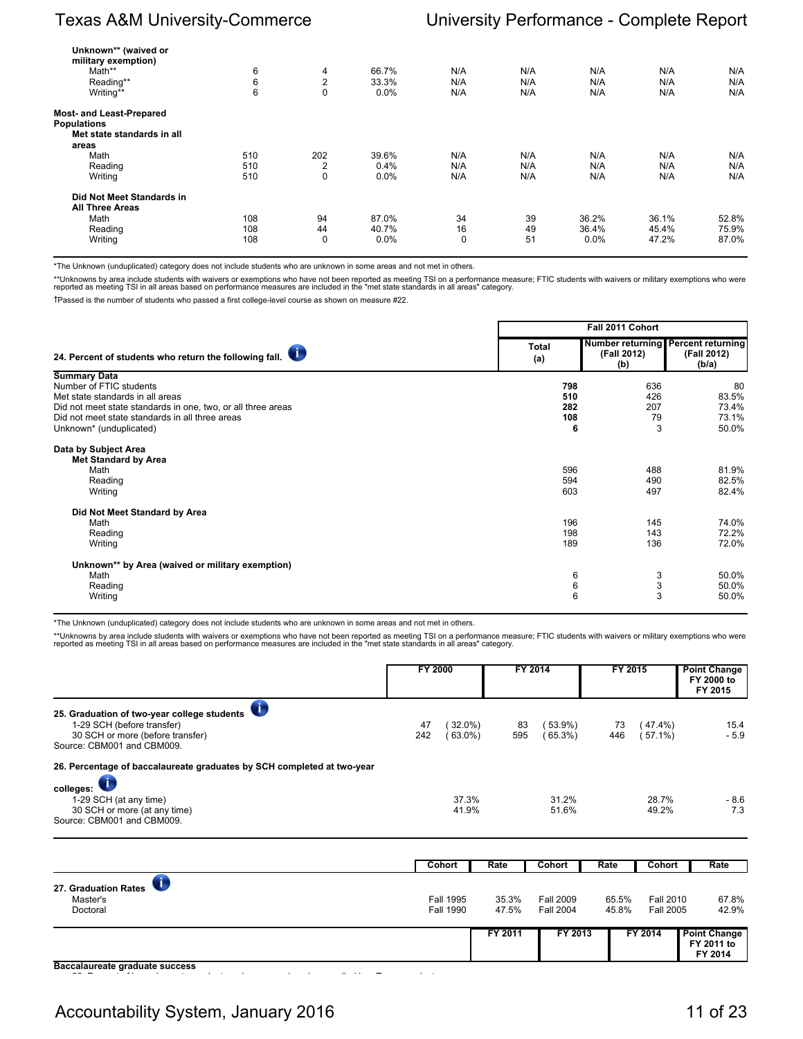| | | | | | | | | |
|---|---|---|---|---|---|---|---|---|
| **Unknown** (waived or military exemption)** | | | | | | | | |
| Math** | 6 | 4 | 66.7% | N/A | N/A | N/A | N/A | N/A |
| Reading** | 6 | 2 | 33.3% | N/A | N/A | N/A | N/A | N/A |
| Writing** | 6 | 0 | 0.0% | N/A | N/A | N/A | N/A | N/A |
| **Most- and Least-Prepared Populations** | | | | | | | | |
| **Met state standards in all areas** | | | | | | | | |
| Math | 510 | 202 | 39.6% | N/A | N/A | N/A | N/A | N/A |
| Reading | 510 | 2 | 0.4% | N/A | N/A | N/A | N/A | N/A |
| Writing | 510 | 0 | 0.0% | N/A | N/A | N/A | N/A | N/A |
| **Did Not Meet Standards in All Three Areas** | | | | | | | | |
| Math | 108 | 94 | 87.0% | 34 | 39 | 36.2% | 36.1% | 52.8% |
| Reading | 108 | 44 | 40.7% | 16 | 49 | 36.4% | 45.4% | 75.9% |
| Writing | 108 | 0 | 0.0% | 0 | 51 | 0.0% | 47.2% | 87.0% |

*The Unknown (unduplicated) category does not include students who are unknown in some areas and not met in others.

**Unknowns by area include students with waivers or exemptions who have not been reported as meeting TSI on a performance measure; FTIC students with waivers or military exemptions who were reported as meeting TSI in all areas based on performance measures are included in the "met state standards in all areas" category.

†Passed is the number of students who passed a first college-level course as shown on measure #22.

| **24. Percent of students who return the following fall.** | Fall 2011 Cohort Total (a) | Number returning (Fall 2012) (b) | Percent returning (Fall 2012) (b/a) |
|---|---|---|---|
| **Summary Data** | | | |
| Number of FTIC students | **798** | 636 | 80 |
| Met state standards in all areas | **510** | 426 | 83.5% |
| Did not meet state standards in one, two, or all three areas | **282** | 207 | 73.4% |
| Did not meet state standards in all three areas | **108** | 79 | 73.1% |
| Unknown* (unduplicated) | **6** | 3 | 50.0% |
| **Data by Subject Area** | | | |
| **Met Standard by Area** | | | |
| Math | 596 | 488 | 81.9% |
| Reading | 594 | 490 | 82.5% |
| Writing | 603 | 497 | 82.4% |
| **Did Not Meet Standard by Area** | | | |
| Math | 196 | 145 | 74.0% |
| Reading | 198 | 143 | 72.2% |
| Writing | 189 | 136 | 72.0% |
| **Unknown** by Area (waived or military exemption)** | | | |
| Math | 6 | 3 | 50.0% |
| Reading | 6 | 3 | 50.0% |
| Writing | 6 | 3 | 50.0% |

*The Unknown (unduplicated) category does not include students who are unknown in some areas and not met in others.

**Unknowns by area include students with waivers or exemptions who have not been reported as meeting TSI on a performance measure; FTIC students with waivers or military exemptions who were reported as meeting TSI in all areas based on performance measures are included in the "met state standards in all areas" category.

| | FY 2000 | FY 2014 | FY 2015 | Point Change FY 2000 to FY 2015 |
|---|---|---|---|---|
| **25. Graduation of two-year college students** | | | | |
| 1-29 SCH (before transfer) | 47 (32.0%) | 83 (53.9%) | 73 (47.4%) | 15.4 |
| 30 SCH or more (before transfer) | 242 (63.0%) | 595 (65.3%) | 446 (57.1%) | - 5.9 |
| Source: CBM001 and CBM009. | | | | |
| **26. Percentage of baccalaureate graduates by SCH completed at two-year colleges:** | | | | |
| 1-29 SCH (at any time) | 37.3% | 31.2% | 28.7% | - 8.6 |
| 30 SCH or more (at any time) | 41.9% | 51.6% | 49.2% | 7.3 |
| Source: CBM001 and CBM009. | | | | |

| | Cohort | Rate | Cohort | Rate | Cohort | Rate |
|---|---|---|---|---|---|---|
| **27. Graduation Rates** | | | | | | |
| Master's | Fall 1995 | 35.3% | Fall 2009 | 65.5% | Fall 2010 | 67.8% |
| Doctoral | Fall 1990 | 47.5% | Fall 2004 | 45.8% | Fall 2005 | 42.9% |

| | FY 2011 | FY 2013 | FY 2014 | Point Change FY 2011 to FY 2014 |
|---|---|---|---|---|
| **Baccalaureate graduate success** | | | | |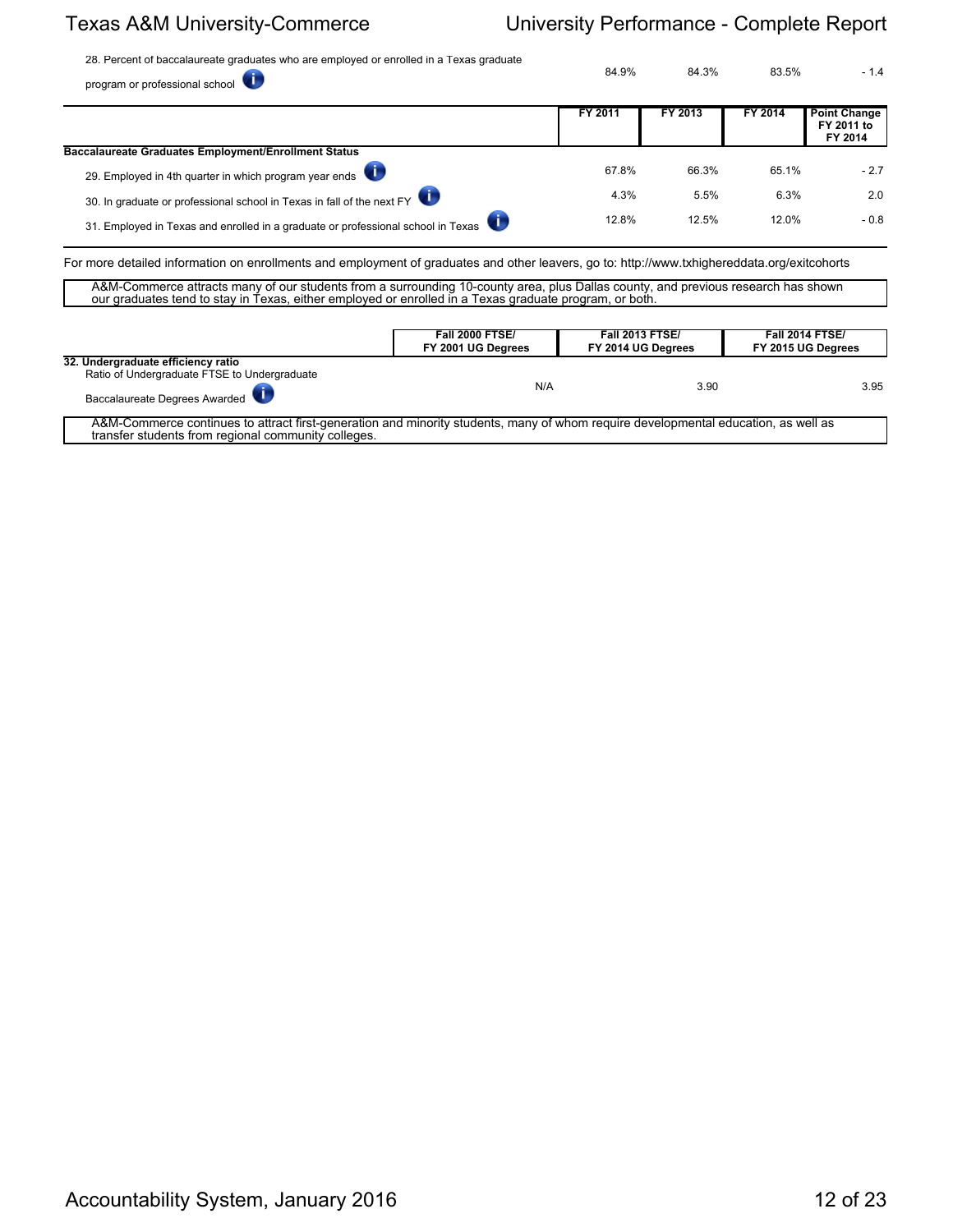| | | | | |
|---|---|---|---|---|
| 28. Percent of baccalaureate graduates who are employed or enrolled in a Texas graduate program or professional school | 84.9% | 84.3% | 83.5% | - 1.4 |

| | FY 2011 | FY 2013 | FY 2014 | Point Change FY 2011 to FY 2014 |
|---|---|---|---|---|
| **Baccalaureate Graduates Employment/Enrollment Status** | | | | |
| 29. Employed in 4th quarter in which program year ends | 67.8% | 66.3% | 65.1% | - 2.7 |
| 30. In graduate or professional school in Texas in fall of the next FY | 4.3% | 5.5% | 6.3% | 2.0 |
| 31. Employed in Texas and enrolled in a graduate or professional school in Texas | 12.8% | 12.5% | 12.0% | - 0.8 |

For more detailed information on enrollments and employment of graduates and other leavers, go to: http://www.txhighereddata.org/exitcohorts

A&M-Commerce attracts many of our students from a surrounding 10-county area, plus Dallas county, and previous research has shown our graduates tend to stay in Texas, either employed or enrolled in a Texas graduate program, or both.

| | Fall 2000 FTSE/ FY 2001 UG Degrees | Fall 2013 FTSE/ FY 2014 UG Degrees | Fall 2014 FTSE/ FY 2015 UG Degrees |
|---|---|---|---|
| **32. Undergraduate efficiency ratio** | | | |
| Ratio of Undergraduate FTSE to Undergraduate Baccalaureate Degrees Awarded | N/A | 3.90 | 3.95 |

A&M-Commerce continues to attract first-generation and minority students, many of whom require developmental education, as well as transfer students from regional community colleges.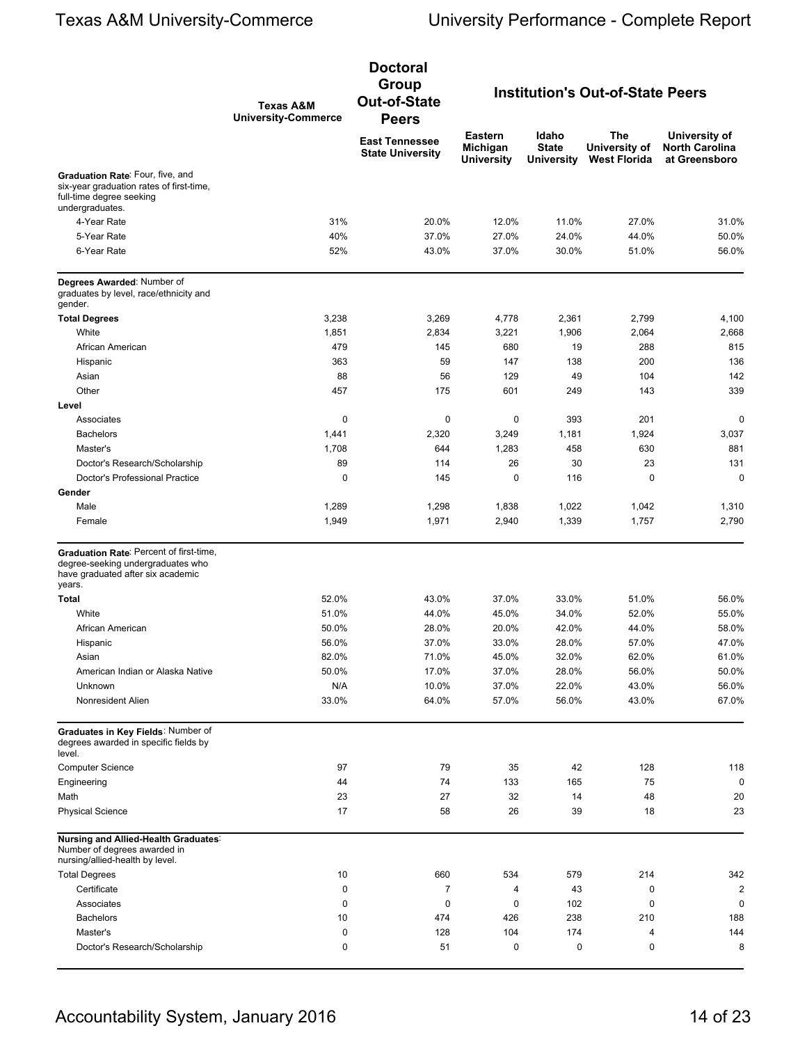| | Texas A&M University-Commerce | Doctoral Group Out-of-State Peers | Institution's Out-of-State Peers | | | |
|---|---|---|---|---|---|---|
| | | East Tennessee State University | Eastern Michigan University | Idaho State University | The University of West Florida | University of North Carolina at Greensboro |
| **Graduation Rate**: Four, five, and six-year graduation rates of first-time, full-time degree seeking undergraduates. | | | | | | |
| 4-Year Rate | 31% | 20.0% | 12.0% | 11.0% | 27.0% | 31.0% |
| 5-Year Rate | 40% | 37.0% | 27.0% | 24.0% | 44.0% | 50.0% |
| 6-Year Rate | 52% | 43.0% | 37.0% | 30.0% | 51.0% | 56.0% |
| **Degrees Awarded**: Number of graduates by level, race/ethnicity and gender. | | | | | | |
| **Total Degrees** | 3,238 | 3,269 | 4,778 | 2,361 | 2,799 | 4,100 |
| White | 1,851 | 2,834 | 3,221 | 1,906 | 2,064 | 2,668 |
| African American | 479 | 145 | 680 | 19 | 288 | 815 |
| Hispanic | 363 | 59 | 147 | 138 | 200 | 136 |
| Asian | 88 | 56 | 129 | 49 | 104 | 142 |
| Other | 457 | 175 | 601 | 249 | 143 | 339 |
| **Level** | | | | | | |
| Associates | 0 | 0 | 0 | 393 | 201 | 0 |
| Bachelors | 1,441 | 2,320 | 3,249 | 1,181 | 1,924 | 3,037 |
| Master's | 1,708 | 644 | 1,283 | 458 | 630 | 881 |
| Doctor's Research/Scholarship | 89 | 114 | 26 | 30 | 23 | 131 |
| Doctor's Professional Practice | 0 | 145 | 0 | 116 | 0 | 0 |
| **Gender** | | | | | | |
| Male | 1,289 | 1,298 | 1,838 | 1,022 | 1,042 | 1,310 |
| Female | 1,949 | 1,971 | 2,940 | 1,339 | 1,757 | 2,790 |
| **Graduation Rate**: Percent of first-time, degree-seeking undergraduates who have graduated after six academic years. | | | | | | |
| **Total** | 52.0% | 43.0% | 37.0% | 33.0% | 51.0% | 56.0% |
| White | 51.0% | 44.0% | 45.0% | 34.0% | 52.0% | 55.0% |
| African American | 50.0% | 28.0% | 20.0% | 42.0% | 44.0% | 58.0% |
| Hispanic | 56.0% | 37.0% | 33.0% | 28.0% | 57.0% | 47.0% |
| Asian | 82.0% | 71.0% | 45.0% | 32.0% | 62.0% | 61.0% |
| American Indian or Alaska Native | 50.0% | 17.0% | 37.0% | 28.0% | 56.0% | 50.0% |
| Unknown | N/A | 10.0% | 37.0% | 22.0% | 43.0% | 56.0% |
| Nonresident Alien | 33.0% | 64.0% | 57.0% | 56.0% | 43.0% | 67.0% |
| **Graduates in Key Fields**: Number of degrees awarded in specific fields by level. | | | | | | |
| Computer Science | 97 | 79 | 35 | 42 | 128 | 118 |
| Engineering | 44 | 74 | 133 | 165 | 75 | 0 |
| Math | 23 | 27 | 32 | 14 | 48 | 20 |
| Physical Science | 17 | 58 | 26 | 39 | 18 | 23 |
| **Nursing and Allied-Health Graduates**: Number of degrees awarded in nursing/allied-health by level. | | | | | | |
| Total Degrees | 10 | 660 | 534 | 579 | 214 | 342 |
| Certificate | 0 | 7 | 4 | 43 | 0 | 2 |
| Associates | 0 | 0 | 0 | 102 | 0 | 0 |
| Bachelors | 10 | 474 | 426 | 238 | 210 | 188 |
| Master's | 0 | 128 | 104 | 174 | 4 | 144 |
| Doctor's Research/Scholarship | 0 | 51 | 0 | 0 | 0 | 8 |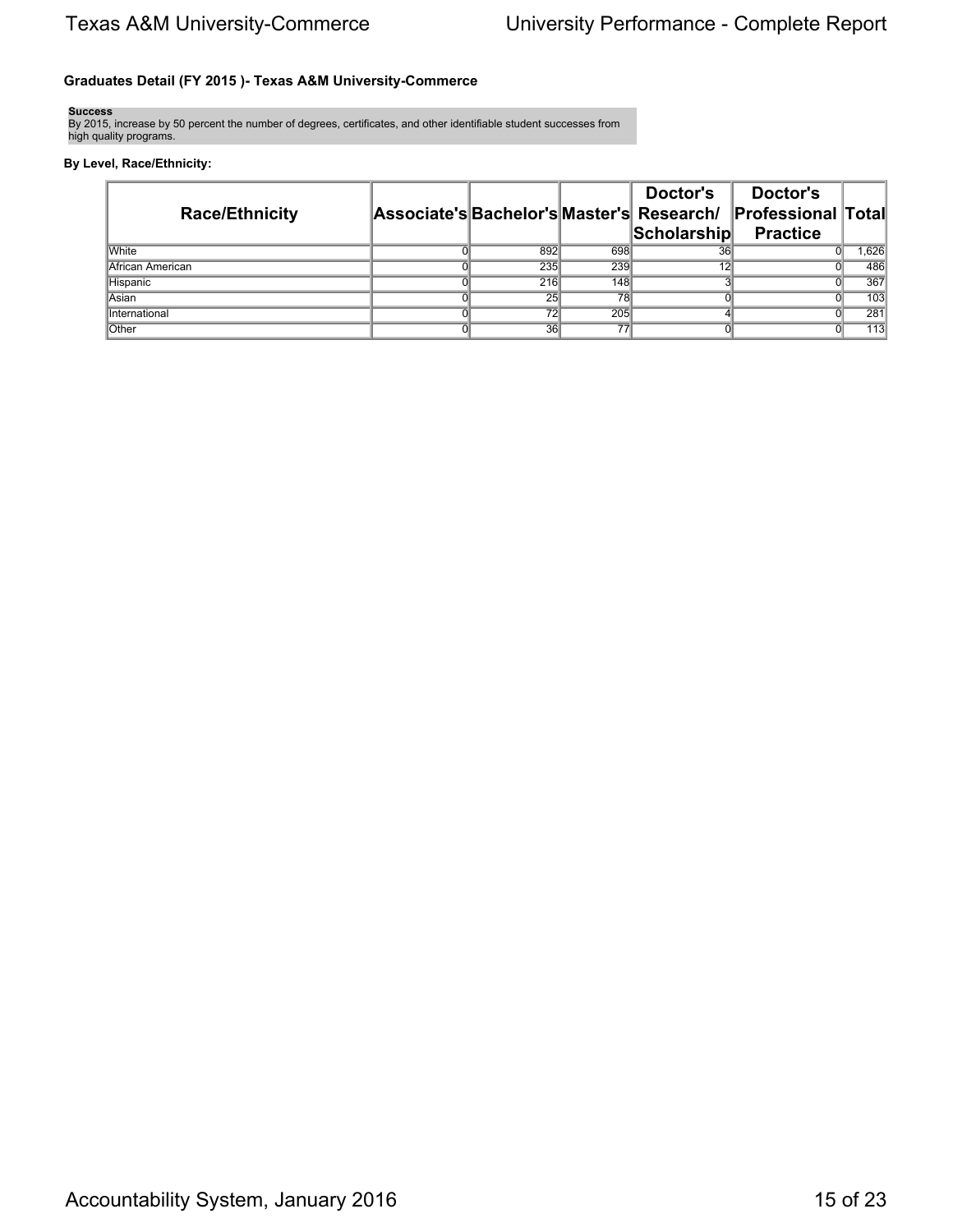### Graduates Detail (FY 2015 )- Texas A&M University-Commerce

**Success**
By 2015, increase by 50 percent the number of degrees, certificates, and other identifiable student successes from high quality programs.

**By Level, Race/Ethnicity:**

| Race/Ethnicity | Associate's | Bachelor's | Master's | Doctor's Research/ Scholarship | Doctor's Professional Practice | Total |
|---|---|---|---|---|---|---|
| White | 0 | 892 | 698 | 36 | 0 | 1,626 |
| African American | 0 | 235 | 239 | 12 | 0 | 486 |
| Hispanic | 0 | 216 | 148 | 3 | 0 | 367 |
| Asian | 0 | 25 | 78 | 0 | 0 | 103 |
| International | 0 | 72 | 205 | 4 | 0 | 281 |
| Other | 0 | 36 | 77 | 0 | 0 | 113 |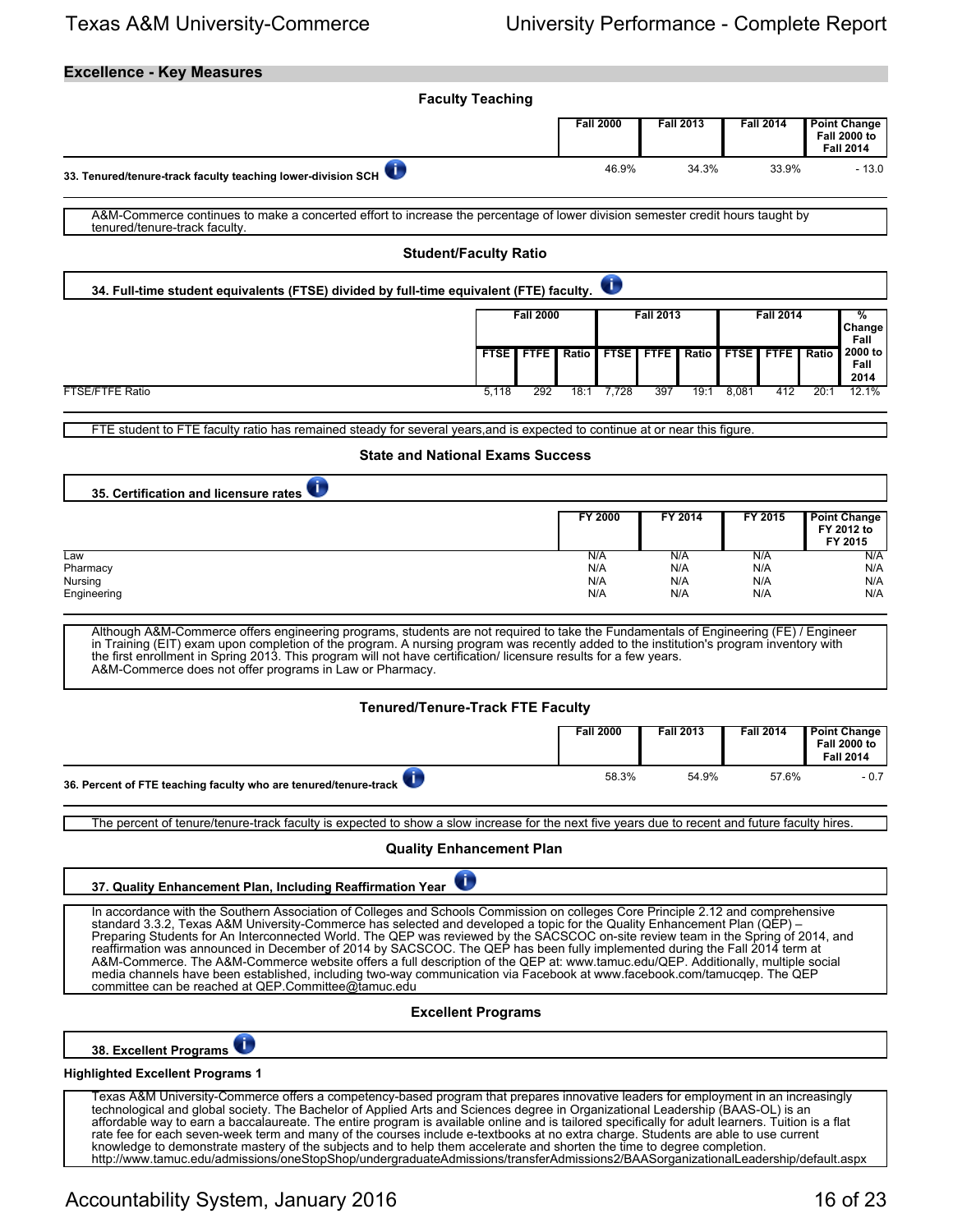## Excellence - Key Measures

### Faculty Teaching

| | Fall 2000 | Fall 2013 | Fall 2014 | Point Change Fall 2000 to Fall 2014 |
|---|---|---|---|---|
| **33. Tenured/tenure-track faculty teaching lower-division SCH** | 46.9% | 34.3% | 33.9% | - 13.0 |

A&M-Commerce continues to make a concerted effort to increase the percentage of lower division semester credit hours taught by tenured/tenure-track faculty.

### Student/Faculty Ratio

**34. Full-time student equivalents (FTSE) divided by full-time equivalent (FTE) faculty.**

| | Fall 2000 | | | Fall 2013 | | | Fall 2014 | | | % Change Fall 2000 to Fall 2014 |
|---|---|---|---|---|---|---|---|---|---|---|
| | FTSE | FTFE | Ratio | FTSE | FTFE | Ratio | FTSE | FTFE | Ratio | |
| FTSE/FTFE Ratio | 5,118 | 292 | 18:1 | 7,728 | 397 | 19:1 | 8,081 | 412 | 20:1 | 12.1% |

FTE student to FTE faculty ratio has remained steady for several years,and is expected to continue at or near this figure.

### State and National Exams Success

**35. Certification and licensure rates**

| | FY 2000 | FY 2014 | FY 2015 | Point Change FY 2012 to FY 2015 |
|---|---|---|---|---|
| Law | N/A | N/A | N/A | N/A |
| Pharmacy | N/A | N/A | N/A | N/A |
| Nursing | N/A | N/A | N/A | N/A |
| Engineering | N/A | N/A | N/A | N/A |

Although A&M-Commerce offers engineering programs, students are not required to take the Fundamentals of Engineering (FE) / Engineer in Training (EIT) exam upon completion of the program. A nursing program was recently added to the institution's program inventory with the first enrollment in Spring 2013. This program will not have certification/ licensure results for a few years.
A&M-Commerce does not offer programs in Law or Pharmacy.

### Tenured/Tenure-Track FTE Faculty

| | Fall 2000 | Fall 2013 | Fall 2014 | Point Change Fall 2000 to Fall 2014 |
|---|---|---|---|---|
| **36. Percent of FTE teaching faculty who are tenured/tenure-track** | 58.3% | 54.9% | 57.6% | - 0.7 |

The percent of tenure/tenure-track faculty is expected to show a slow increase for the next five years due to recent and future faculty hires.

### Quality Enhancement Plan

**37. Quality Enhancement Plan, Including Reaffirmation Year**

In accordance with the Southern Association of Colleges and Schools Commission on colleges Core Principle 2.12 and comprehensive standard 3.3.2, Texas A&M University-Commerce has selected and developed a topic for the Quality Enhancement Plan (QEP) – Preparing Students for An Interconnected World. The QEP was reviewed by the SACSCOC on-site review team in the Spring of 2014, and reaffirmation was announced in December of 2014 by SACSCOC. The QEP has been fully implemented during the Fall 2014 term at A&M-Commerce. The A&M-Commerce website offers a full description of the QEP at: www.tamuc.edu/QEP. Additionally, multiple social media channels have been established, including two-way communication via Facebook at www.facebook.com/tamucqep. The QEP committee can be reached at QEP.Committee@tamuc.edu

### Excellent Programs

**38. Excellent Programs**

**Highlighted Excellent Programs 1**

Texas A&M University-Commerce offers a competency-based program that prepares innovative leaders for employment in an increasingly technological and global society. The Bachelor of Applied Arts and Sciences degree in Organizational Leadership (BAAS-OL) is an affordable way to earn a baccalaureate. The entire program is available online and is tailored specifically for adult learners. Tuition is a flat rate fee for each seven-week term and many of the courses include e-textbooks at no extra charge. Students are able to use current knowledge to demonstrate mastery of the subjects and to help them accelerate and shorten the time to degree completion.
http://www.tamuc.edu/admissions/oneStopShop/undergraduateAdmissions/transferAdmissions2/BAASorganizationalLeadership/default.aspx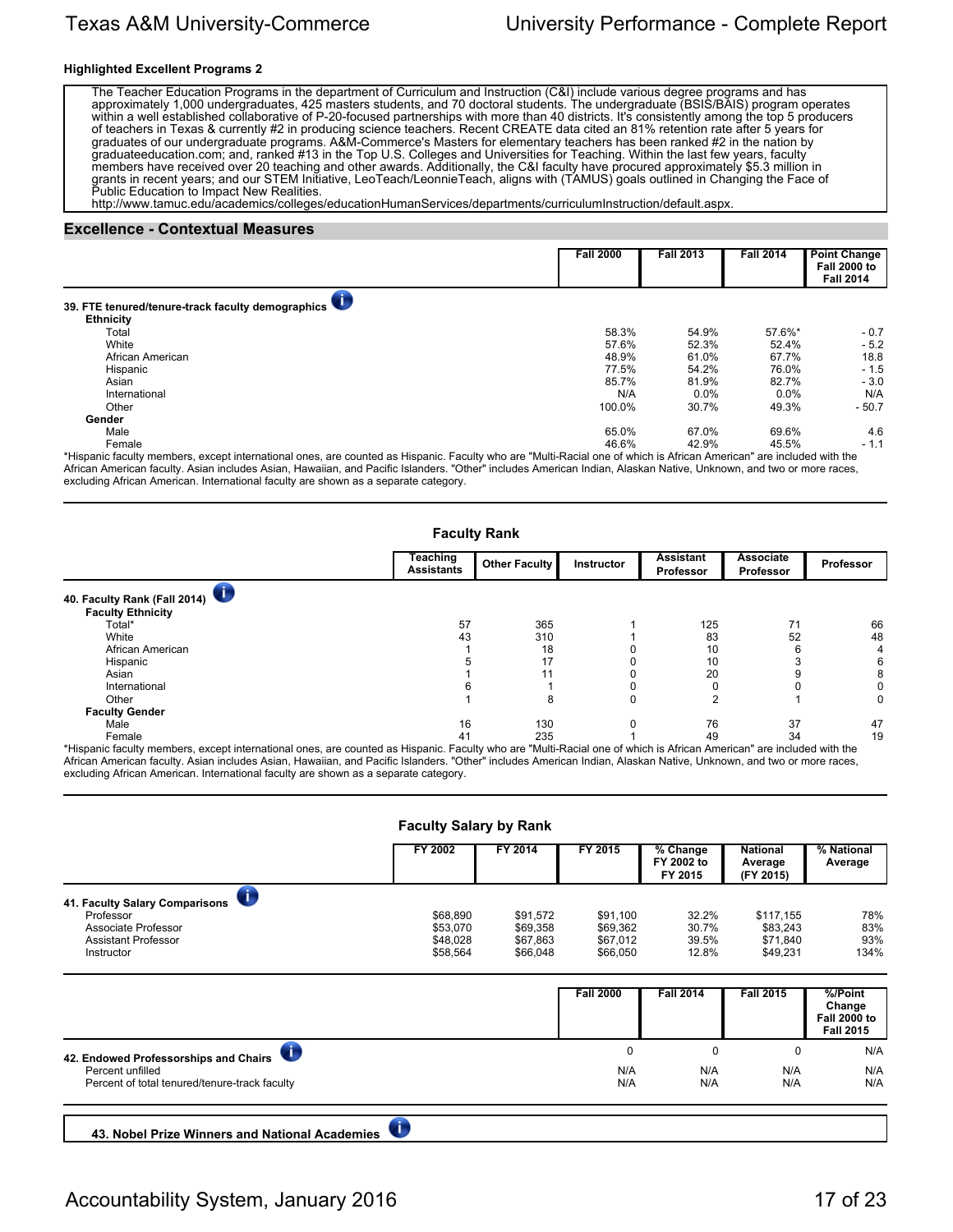### Highlighted Excellent Programs 2

The Teacher Education Programs in the department of Curriculum and Instruction (C&I) include various degree programs and has approximately 1,000 undergraduates, 425 masters students, and 70 doctoral students. The undergraduate (BSIS/BAIS) program operates within a well established collaborative of P-20-focused partnerships with more than 40 districts. It's consistently among the top 5 producers of teachers in Texas & currently #2 in producing science teachers. Recent CREATE data cited an 81% retention rate after 5 years for graduates of our undergraduate programs. A&M-Commerce's Masters for elementary teachers has been ranked #2 in the nation by graduateeducation.com; and, ranked #13 in the Top U.S. Colleges and Universities for Teaching. Within the last few years, faculty members have received over 20 teaching and other awards. Additionally, the C&I faculty have procured approximately $5.3 million in grants in recent years; and our STEM Initiative, LeoTeach/LeonnieTeach, aligns with (TAMUS) goals outlined in Changing the Face of Public Education to Impact New Realities.
http://www.tamuc.edu/academics/colleges/educationHumanServices/departments/curriculumInstruction/default.aspx.

## Excellence - Contextual Measures

| | Fall 2000 | Fall 2013 | Fall 2014 | Point Change Fall 2000 to Fall 2014 |
|---|---|---|---|---|
| **39. FTE tenured/tenure-track faculty demographics** | | | | |
| **Ethnicity** | | | | |
| Total | 58.3% | 54.9% | 57.6%* | - 0.7 |
| White | 57.6% | 52.3% | 52.4% | - 5.2 |
| African American | 48.9% | 61.0% | 67.7% | 18.8 |
| Hispanic | 77.5% | 54.2% | 76.0% | - 1.5 |
| Asian | 85.7% | 81.9% | 82.7% | - 3.0 |
| International | N/A | 0.0% | 0.0% | N/A |
| Other | 100.0% | 30.7% | 49.3% | - 50.7 |
| **Gender** | | | | |
| Male | 65.0% | 67.0% | 69.6% | 4.6 |
| Female | 46.6% | 42.9% | 45.5% | - 1.1 |

*Hispanic faculty members, except international ones, are counted as Hispanic. Faculty who are "Multi-Racial one of which is African American" are included with the African American faculty. Asian includes Asian, Hawaiian, and Pacific Islanders. "Other" includes American Indian, Alaskan Native, Unknown, and two or more races, excluding African American. International faculty are shown as a separate category.

### Faculty Rank

| | Teaching Assistants | Other Faculty | Instructor | Assistant Professor | Associate Professor | Professor |
|---|---|---|---|---|---|---|
| **40. Faculty Rank (Fall 2014)** | | | | | | |
| **Faculty Ethnicity** | | | | | | |
| Total* | 57 | 365 | 1 | 125 | 71 | 66 |
| White | 43 | 310 | 1 | 83 | 52 | 48 |
| African American | 1 | 18 | 0 | 10 | 6 | 4 |
| Hispanic | 5 | 17 | 0 | 10 | 3 | 6 |
| Asian | 1 | 11 | 0 | 20 | 9 | 8 |
| International | 6 | 1 | 0 | 0 | 0 | 0 |
| Other | 1 | 8 | 0 | 2 | 1 | 0 |
| **Faculty Gender** | | | | | | |
| Male | 16 | 130 | 0 | 76 | 37 | 47 |
| Female | 41 | 235 | 1 | 49 | 34 | 19 |

*Hispanic faculty members, except international ones, are counted as Hispanic. Faculty who are "Multi-Racial one of which is African American" are included with the African American faculty. Asian includes Asian, Hawaiian, and Pacific Islanders. "Other" includes American Indian, Alaskan Native, Unknown, and two or more races, excluding African American. International faculty are shown as a separate category.

### Faculty Salary by Rank

| | FY 2002 | FY 2014 | FY 2015 | % Change FY 2002 to FY 2015 | National Average (FY 2015) | % National Average |
|---|---|---|---|---|---|---|
| **41. Faculty Salary Comparisons** | | | | | | |
| Professor | $68,890 | $91,572 | $91,100 | 32.2% | $117,155 | 78% |
| Associate Professor | $53,070 | $69,358 | $69,362 | 30.7% | $83,243 | 83% |
| Assistant Professor | $48,028 | $67,863 | $67,012 | 39.5% | $71,840 | 93% |
| Instructor | $58,564 | $66,048 | $66,050 | 12.8% | $49,231 | 134% |

| | Fall 2000 | Fall 2014 | Fall 2015 | %/Point Change Fall 2000 to Fall 2015 |
|---|---|---|---|---|
| **42. Endowed Professorships and Chairs** | 0 | 0 | 0 | N/A |
| Percent unfilled | N/A | N/A | N/A | N/A |
| Percent of total tenured/tenure-track faculty | N/A | N/A | N/A | N/A |

**43. Nobel Prize Winners and National Academies**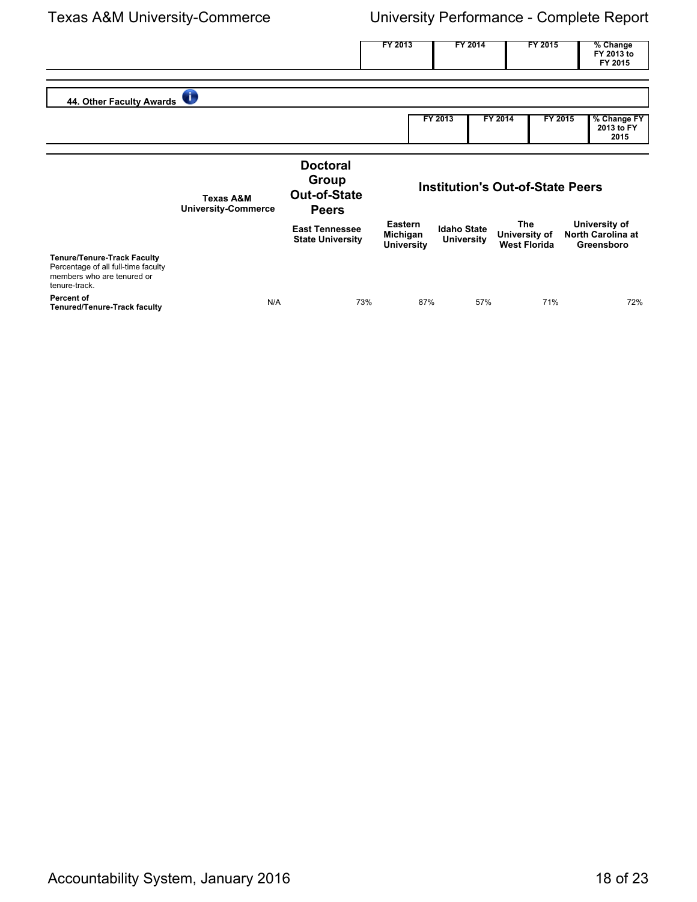| | FY 2013 | FY 2014 | FY 2015 | % Change FY 2013 to FY 2015 |
|---|---|---|---|---|

## 44. Other Faculty Awards

| | FY 2013 | FY 2014 | FY 2015 | % Change FY 2013 to FY 2015 |
|---|---|---|---|---|

| | Texas A&M University-Commerce | Doctoral Group Out-of-State Peers | Institution's Out-of-State Peers | | | |
|---|---|---|---|---|---|---|
| | | East Tennessee State University | Eastern Michigan University | Idaho State University | The University of West Florida | University of North Carolina at Greensboro |
| **Tenure/Tenure-Track Faculty** Percentage of all full-time faculty members who are tenured or tenure-track. | | | | | | |
| **Percent of Tenured/Tenure-Track faculty** | N/A | 73% | 87% | 57% | 71% | 72% |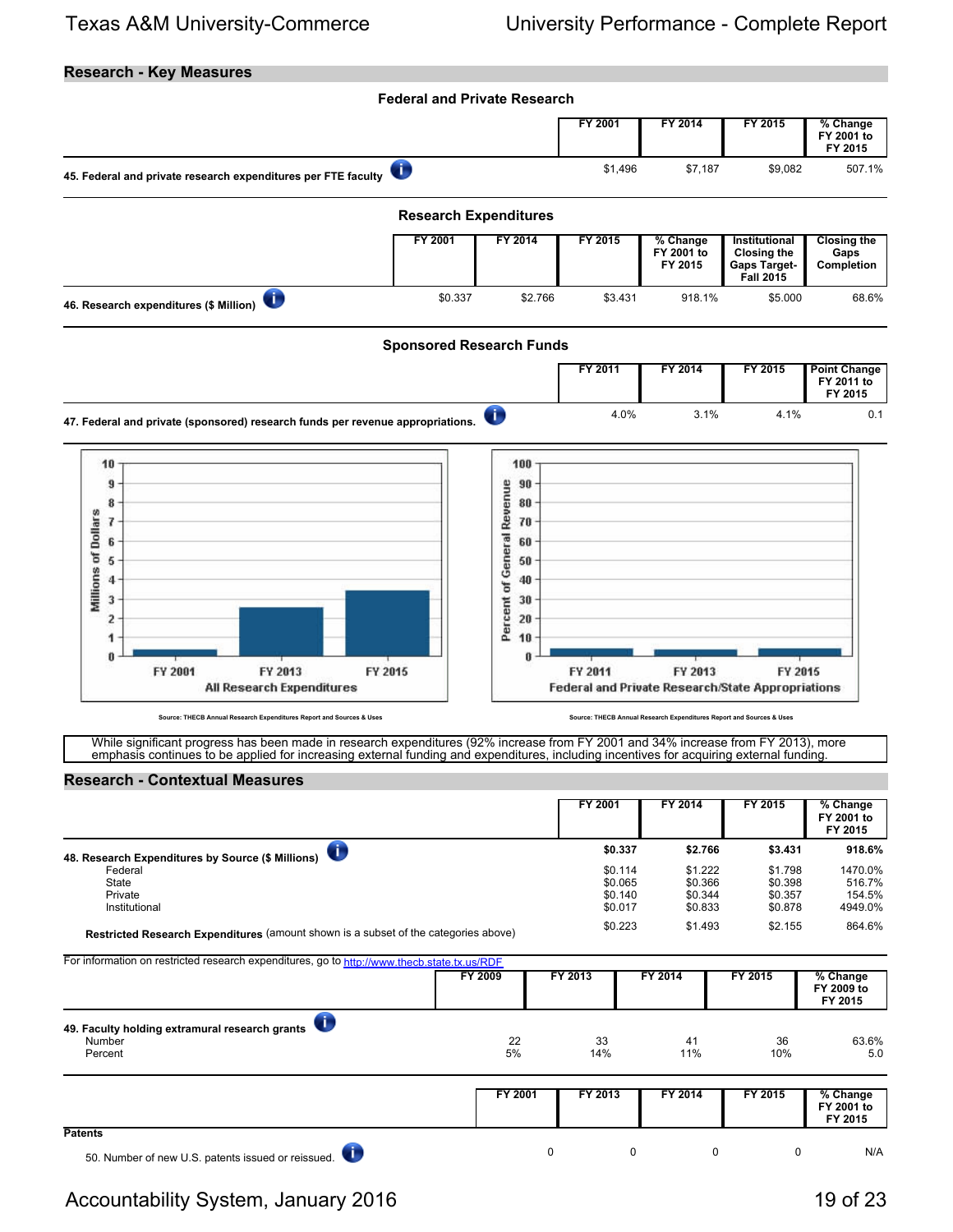## Research - Key Measures

### Federal and Private Research

| | FY 2001 | FY 2014 | FY 2015 | % Change FY 2001 to FY 2015 |
|---|---|---|---|---|
| 45. Federal and private research expenditures per FTE faculty | $1,496 | $7,187 | $9,082 | 507.1% |

### Research Expenditures

| | FY 2001 | FY 2014 | FY 2015 | % Change FY 2001 to FY 2015 | Institutional Closing the Gaps Target- Fall 2015 | Closing the Gaps Completion |
|---|---|---|---|---|---|---|
| 46. Research expenditures ($ Million) | $0.337 | $2.766 | $3.431 | 918.1% | $5.000 | 68.6% |

### Sponsored Research Funds

| | FY 2011 | FY 2014 | FY 2015 | Point Change FY 2011 to FY 2015 |
|---|---|---|---|---|
| 47. Federal and private (sponsored) research funds per revenue appropriations. | 4.0% | 3.1% | 4.1% | 0.1 |

All Research Expenditures

Source: THECB Annual Research Expenditures Report and Sources & Uses

Federal and Private Research/State Appropriations

Source: THECB Annual Research Expenditures Report and Sources & Uses

While significant progress has been made in research expenditures (92% increase from FY 2001 and 34% increase from FY 2013), more emphasis continues to be applied for increasing external funding and expenditures, including incentives for acquiring external funding.

## Research - Contextual Measures

| | FY 2001 | FY 2014 | FY 2015 | % Change FY 2001 to FY 2015 |
|---|---|---|---|---|
| **48. Research Expenditures by Source ($ Millions)** | **$0.337** | **$2.766** | **$3.431** | **918.6%** |
| Federal | $0.114 | $1.222 | $1.798 | 1470.0% |
| State | $0.065 | $0.366 | $0.398 | 516.7% |
| Private | $0.140 | $0.344 | $0.357 | 154.5% |
| Institutional | $0.017 | $0.833 | $0.878 | 4949.0% |
| **Restricted Research Expenditures** (amount shown is a subset of the categories above) | $0.223 | $1.493 | $2.155 | 864.6% |

For information on restricted research expenditures, go to http://www.thecb.state.tx.us/RDF

| | FY 2009 | FY 2013 | FY 2014 | FY 2015 | % Change FY 2009 to FY 2015 |
|---|---|---|---|---|---|
| **49. Faculty holding extramural research grants** | | | | | |
| Number | 22 | 33 | 41 | 36 | 63.6% |
| Percent | 5% | 14% | 11% | 10% | 5.0 |

| | FY 2001 | FY 2013 | FY 2014 | FY 2015 | % Change FY 2001 to FY 2015 |
|---|---|---|---|---|---|
| **Patents** | | | | | |
| 50. Number of new U.S. patents issued or reissued. | 0 | 0 | 0 | 0 | N/A |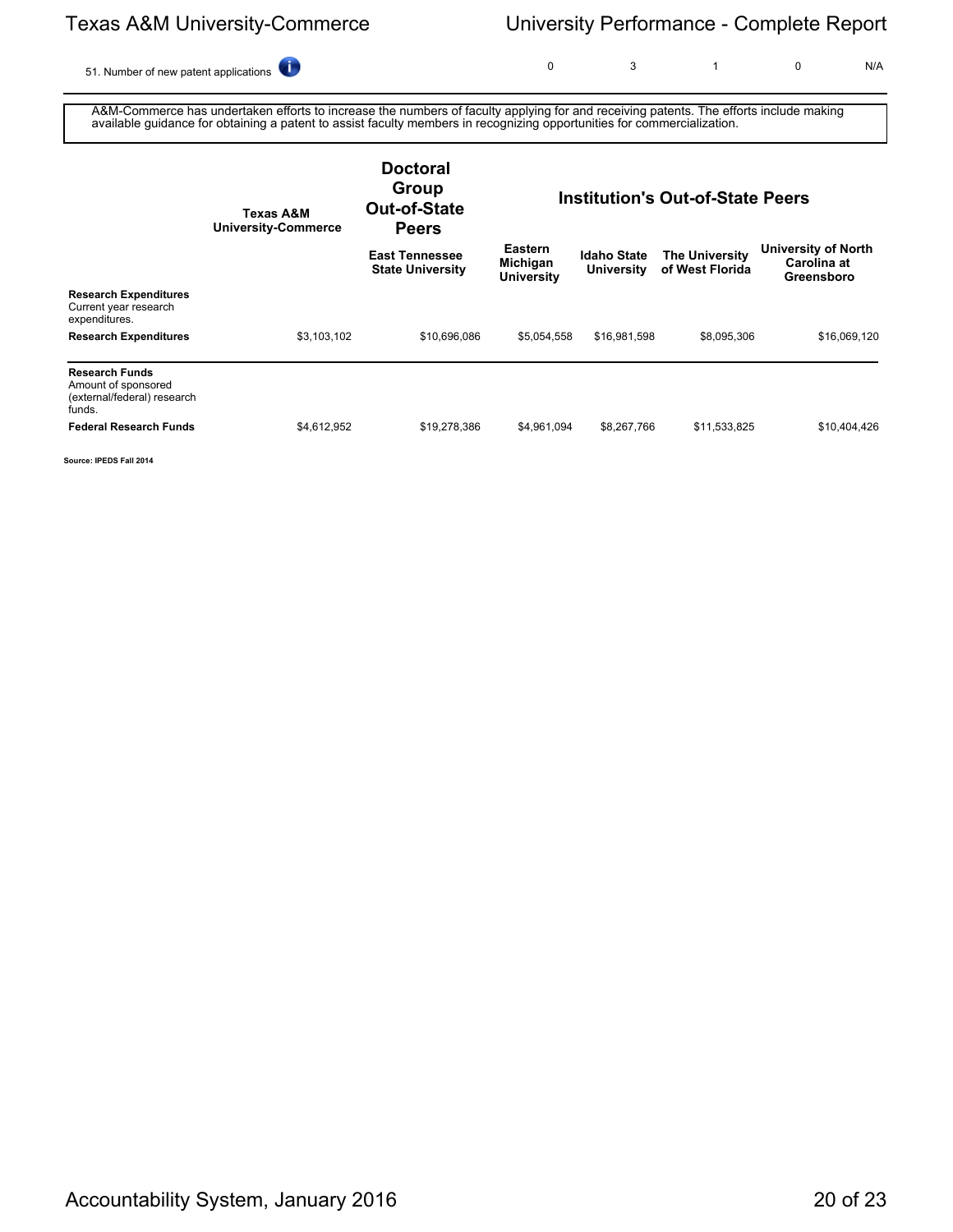| 51. Number of new patent applications | 0 | 3 | 1 | 0 | N/A |
|---|---|---|---|---|---|

A&M-Commerce has undertaken efforts to increase the numbers of faculty applying for and receiving patents. The efforts include making available guidance for obtaining a patent to assist faculty members in recognizing opportunities for commercialization.

| | Texas A&M University-Commerce | Doctoral Group Out-of-State Peers | Institution's Out-of-State Peers | | | |
|---|---|---|---|---|---|---|
| | | East Tennessee State University | Eastern Michigan University | Idaho State University | The University of West Florida | University of North Carolina at Greensboro |
| **Research Expenditures** Current year research expenditures. | | | | | | |
| **Research Expenditures** | $3,103,102 | $10,696,086 | $5,054,558 | $16,981,598 | $8,095,306 | $16,069,120 |
| **Research Funds** Amount of sponsored (external/federal) research funds. | | | | | | |
| **Federal Research Funds** | $4,612,952 | $19,278,386 | $4,961,094 | $8,267,766 | $11,533,825 | $10,404,426 |

**Source: IPEDS Fall 2014**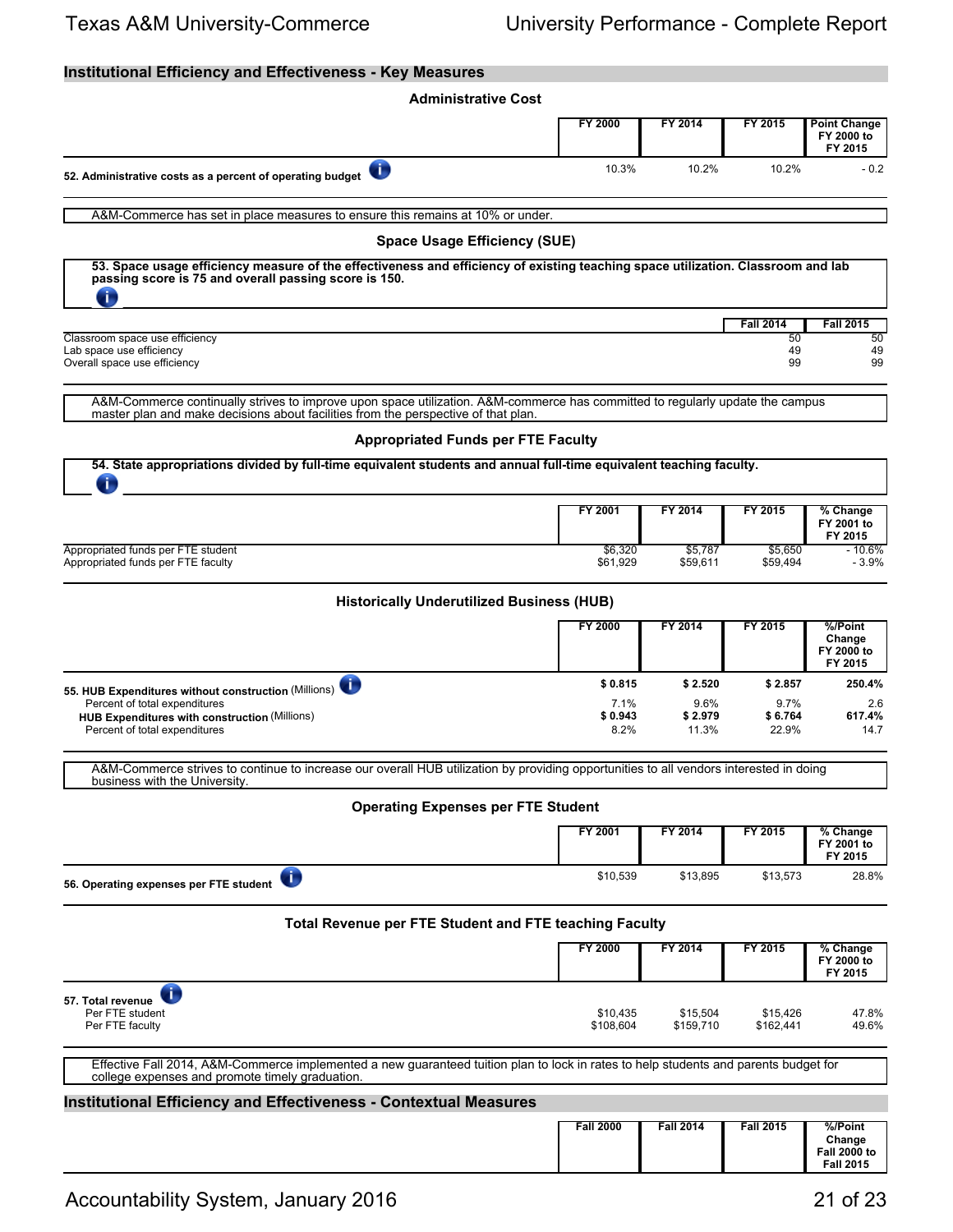## Institutional Efficiency and Effectiveness - Key Measures

### Administrative Cost

| | FY 2000 | FY 2014 | FY 2015 | Point Change FY 2000 to FY 2015 |
|---|---|---|---|---|
| **52. Administrative costs as a percent of operating budget** | 10.3% | 10.2% | 10.2% | - 0.2 |

A&M-Commerce has set in place measures to ensure this remains at 10% or under.

### Space Usage Efficiency (SUE)

**53. Space usage efficiency measure of the effectiveness and efficiency of existing teaching space utilization. Classroom and lab passing score is 75 and overall passing score is 150.**

| | Fall 2014 | Fall 2015 |
|---|---|---|
| Classroom space use efficiency | 50 | 50 |
| Lab space use efficiency | 49 | 49 |
| Overall space use efficiency | 99 | 99 |

A&M-Commerce continually strives to improve upon space utilization. A&M-commerce has committed to regularly update the campus master plan and make decisions about facilities from the perspective of that plan.

### Appropriated Funds per FTE Faculty

**54. State appropriations divided by full-time equivalent students and annual full-time equivalent teaching faculty.**

| | FY 2001 | FY 2014 | FY 2015 | % Change FY 2001 to FY 2015 |
|---|---|---|---|---|
| Appropriated funds per FTE student | $6,320 | $5,787 | $5,650 | - 10.6% |
| Appropriated funds per FTE faculty | $61,929 | $59,611 | $59,494 | - 3.9% |

### Historically Underutilized Business (HUB)

| | FY 2000 | FY 2014 | FY 2015 | %/Point Change FY 2000 to FY 2015 |
|---|---|---|---|---|
| **55. HUB Expenditures without construction** (Millions) | **$ 0.815** | **$ 2.520** | **$ 2.857** | **250.4%** |
| Percent of total expenditures | 7.1% | 9.6% | 9.7% | 2.6 |
| **HUB Expenditures with construction** (Millions) | **$ 0.943** | **$ 2.979** | **$ 6.764** | **617.4%** |
| Percent of total expenditures | 8.2% | 11.3% | 22.9% | 14.7 |

A&M-Commerce strives to continue to increase our overall HUB utilization by providing opportunities to all vendors interested in doing business with the University.

### Operating Expenses per FTE Student

| | FY 2001 | FY 2014 | FY 2015 | % Change FY 2001 to FY 2015 |
|---|---|---|---|---|
| **56. Operating expenses per FTE student** | $10,539 | $13,895 | $13,573 | 28.8% |

### Total Revenue per FTE Student and FTE teaching Faculty

| | FY 2000 | FY 2014 | FY 2015 | % Change FY 2000 to FY 2015 |
|---|---|---|---|---|
| **57. Total revenue** | | | | |
| Per FTE student | $10,435 | $15,504 | $15,426 | 47.8% |
| Per FTE faculty | $108,604 | $159,710 | $162,441 | 49.6% |

Effective Fall 2014, A&M-Commerce implemented a new guaranteed tuition plan to lock in rates to help students and parents budget for college expenses and promote timely graduation.

## Institutional Efficiency and Effectiveness - Contextual Measures

| | Fall 2000 | Fall 2014 | Fall 2015 | %/Point Change Fall 2000 to Fall 2015 |
|---|---|---|---|---|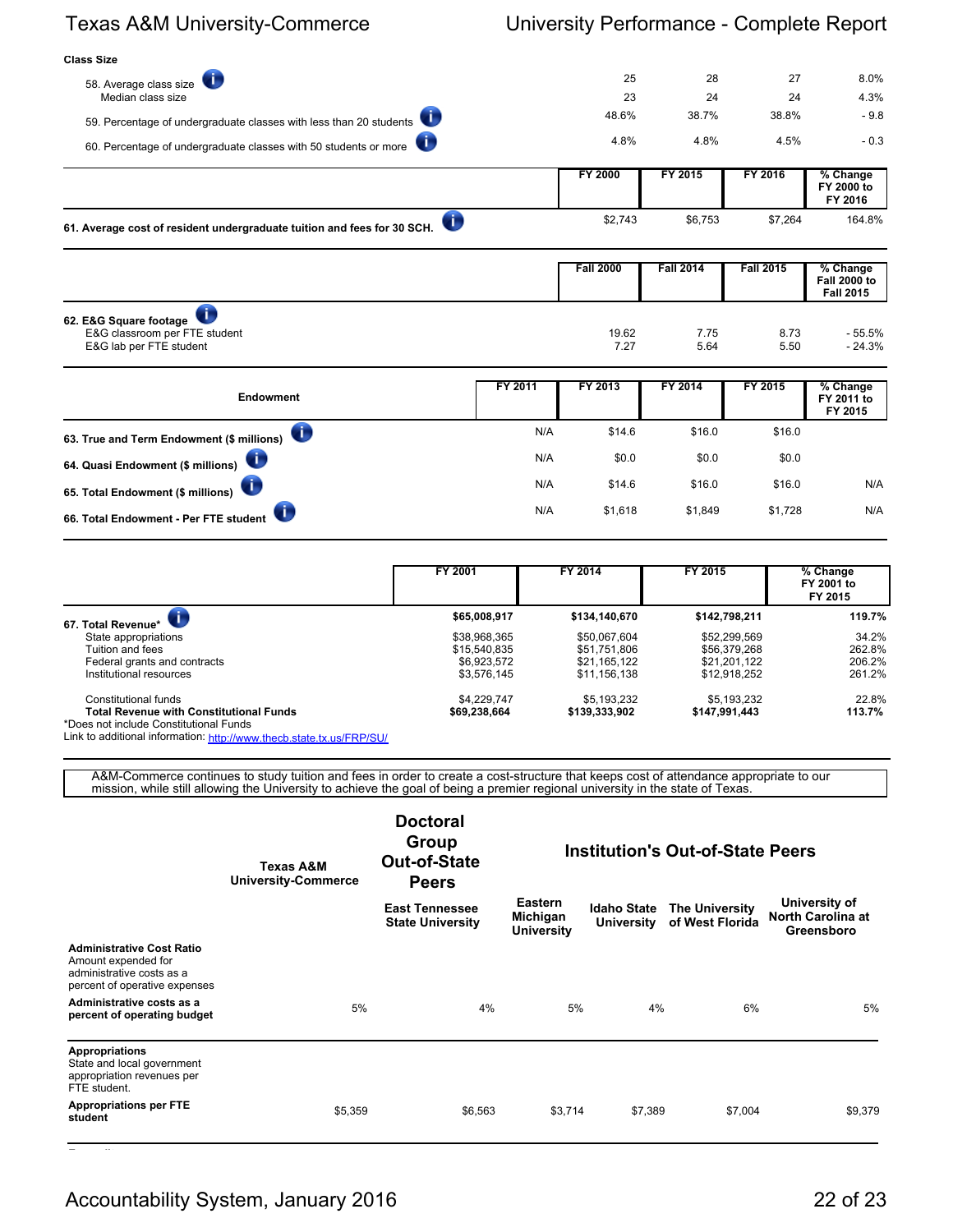## Class Size

| | | | | |
|---|---|---|---|---|
| 58. Average class size | 25 | 28 | 27 | 8.0% |
| Median class size | 23 | 24 | 24 | 4.3% |
| 59. Percentage of undergraduate classes with less than 20 students | 48.6% | 38.7% | 38.8% | - 9.8 |
| 60. Percentage of undergraduate classes with 50 students or more | 4.8% | 4.8% | 4.5% | - 0.3 |

| | FY 2000 | FY 2015 | FY 2016 | % Change FY 2000 to FY 2016 |
|---|---|---|---|---|
| **61. Average cost of resident undergraduate tuition and fees for 30 SCH.** | $2,743 | $6,753 | $7,264 | 164.8% |

| | Fall 2000 | Fall 2014 | Fall 2015 | % Change Fall 2000 to Fall 2015 |
|---|---|---|---|---|
| **62. E&G Square footage** | | | | |
| E&G classroom per FTE student | 19.62 | 7.75 | 8.73 | - 55.5% |
| E&G lab per FTE student | 7.27 | 5.64 | 5.50 | - 24.3% |

| Endowment | FY 2011 | FY 2013 | FY 2014 | FY 2015 | % Change FY 2011 to FY 2015 |
|---|---|---|---|---|---|
| **63. True and Term Endowment ($ millions)** | N/A | $14.6 | $16.0 | $16.0 | |
| **64. Quasi Endowment ($ millions)** | N/A | $0.0 | $0.0 | $0.0 | |
| **65. Total Endowment ($ millions)** | N/A | $14.6 | $16.0 | $16.0 | N/A |
| **66. Total Endowment - Per FTE student** | N/A | $1,618 | $1,849 | $1,728 | N/A |

| | FY 2001 | FY 2014 | FY 2015 | % Change FY 2001 to FY 2015 |
|---|---|---|---|---|
| **67. Total Revenue*** | **$65,008,917** | **$134,140,670** | **$142,798,211** | **119.7%** |
| State appropriations | $38,968,365 | $50,067,604 | $52,299,569 | 34.2% |
| Tuition and fees | $15,540,835 | $51,751,806 | $56,379,268 | 262.8% |
| Federal grants and contracts | $6,923,572 | $21,165,122 | $21,201,122 | 206.2% |
| Institutional resources | $3,576,145 | $11,156,138 | $12,918,252 | 261.2% |
| Constitutional funds | $4,229,747 | $5,193,232 | $5,193,232 | 22.8% |
| **Total Revenue with Constitutional Funds** | **$69,238,664** | **$139,333,902** | **$147,991,443** | **113.7%** |

*Does not include Constitutional Funds

Link to additional information: http://www.thecb.state.tx.us/FRP/SU/

A&M-Commerce continues to study tuition and fees in order to create a cost-structure that keeps cost of attendance appropriate to our mission, while still allowing the University to achieve the goal of being a premier regional university in the state of Texas.

| | Texas A&M University-Commerce | Doctoral Group Out-of-State Peers: East Tennessee State University | Institution's Out-of-State Peers: Eastern Michigan University | Idaho State University | The University of West Florida | University of North Carolina at Greensboro |
|---|---|---|---|---|---|---|
| **Administrative Cost Ratio** Amount expended for administrative costs as a percent of operative expenses | | | | | | |
| **Administrative costs as a percent of operating budget** | 5% | 4% | 5% | 4% | 6% | 5% |
| **Appropriations** State and local government appropriation revenues per FTE student. | | | | | | |
| **Appropriations per FTE student** | $5,359 | $6,563 | $3,714 | $7,389 | $7,004 | $9,379 |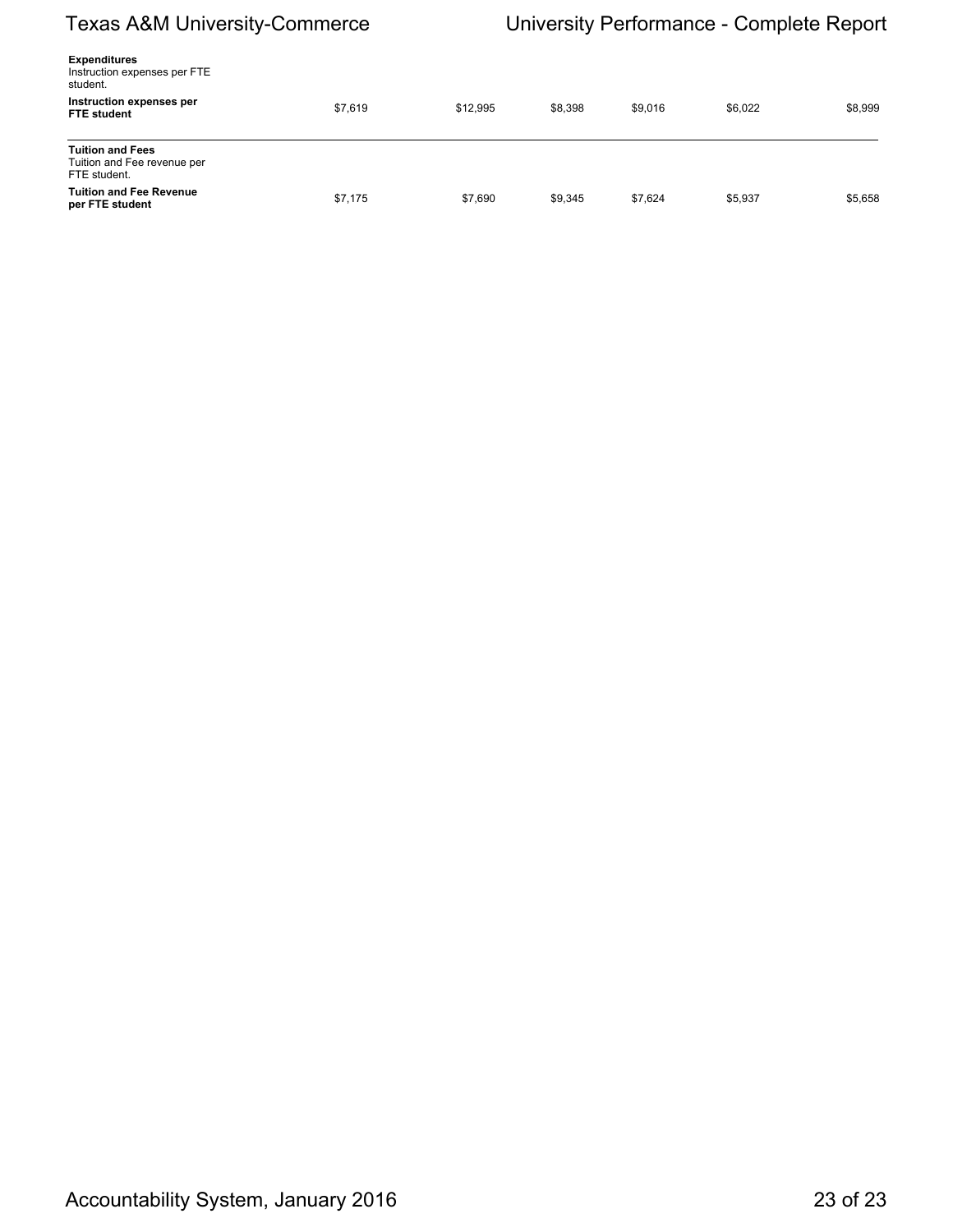| | | | | | | |
|---|---|---|---|---|---|---|
| **Expenditures**<br>Instruction expenses per FTE student. | | | | | | |
| **Instruction expenses per FTE student** | $7,619 | $12,995 | $8,398 | $9,016 | $6,022 | $8,999 |
| **Tuition and Fees**<br>Tuition and Fee revenue per FTE student. | | | | | | |
| **Tuition and Fee Revenue per FTE student** | $7,175 | $7,690 | $9,345 | $7,624 | $5,937 | $5,658 |